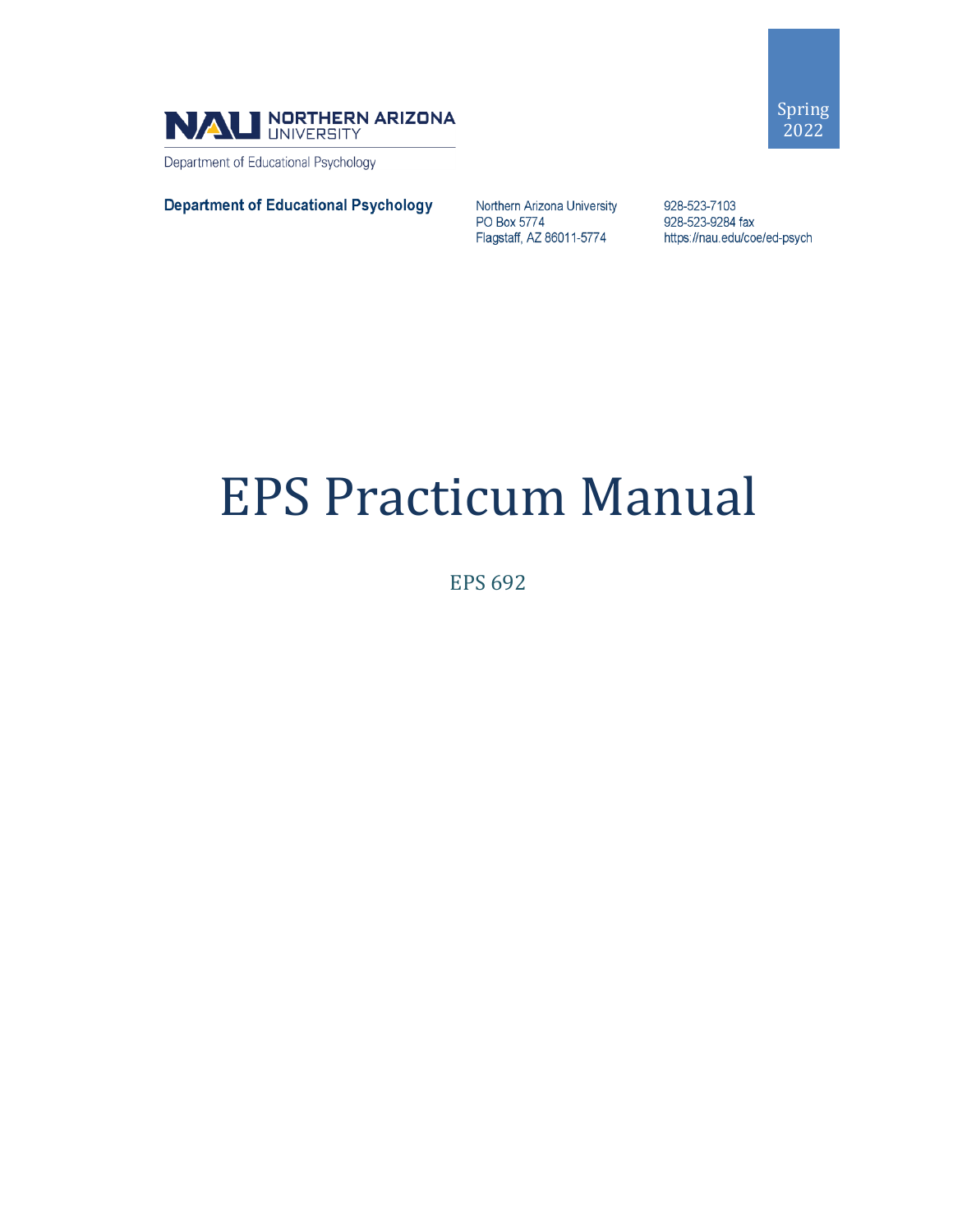NAU NORTHERN ARIZONA UNIVERSITY

Department of Educational Psychology

Spring 2022

**Department of Educational Psychology**

Northern Arizona University
PO Box 5774
Flagstaff, AZ 86011-5774

928-523-7103
928-523-9284 fax
https://nau.edu/coe/ed-psych

# EPS Practicum Manual

EPS 692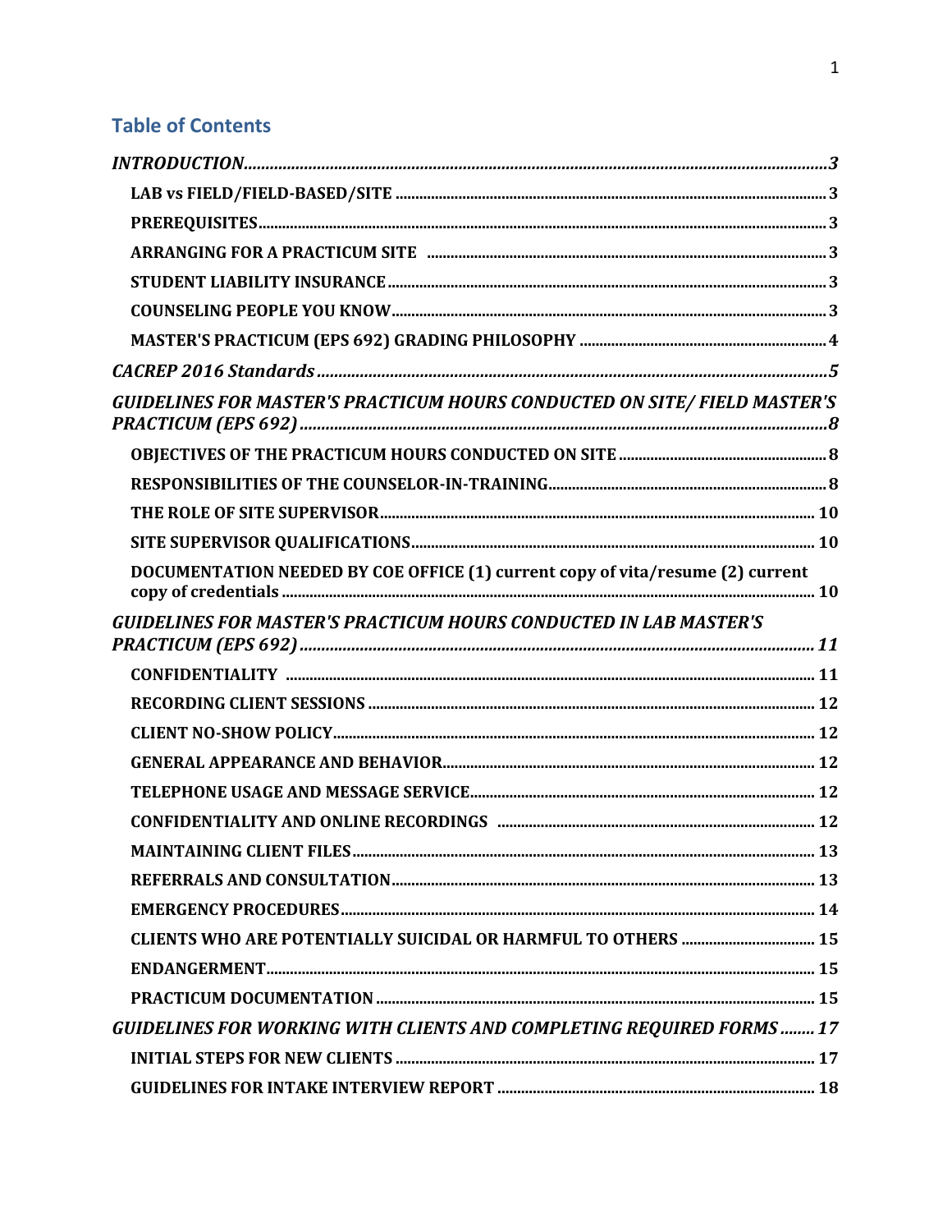## Table of Contents

*INTRODUCTION* ........ 3

- LAB vs FIELD/FIELD-BASED/SITE ........ 3
- PREREQUISITES ........ 3
- ARRANGING FOR A PRACTICUM SITE ........ 3
- STUDENT LIABILITY INSURANCE ........ 3
- COUNSELING PEOPLE YOU KNOW ........ 3
- MASTER'S PRACTICUM (EPS 692) GRADING PHILOSOPHY ........ 4

*CACREP 2016 Standards* ........ 5

*GUIDELINES FOR MASTER'S PRACTICUM HOURS CONDUCTED ON SITE/ FIELD MASTER'S PRACTICUM (EPS 692)* ........ 8

- OBJECTIVES OF THE PRACTICUM HOURS CONDUCTED ON SITE ........ 8
- RESPONSIBILITIES OF THE COUNSELOR-IN-TRAINING ........ 8
- THE ROLE OF SITE SUPERVISOR ........ 10
- SITE SUPERVISOR QUALIFICATIONS ........ 10
- DOCUMENTATION NEEDED BY COE OFFICE (1) current copy of vita/resume (2) current copy of credentials ........ 10

*GUIDELINES FOR MASTER'S PRACTICUM HOURS CONDUCTED IN LAB MASTER'S PRACTICUM (EPS 692)* ........ 11

- CONFIDENTIALITY ........ 11
- RECORDING CLIENT SESSIONS ........ 12
- CLIENT NO-SHOW POLICY ........ 12
- GENERAL APPEARANCE AND BEHAVIOR ........ 12
- TELEPHONE USAGE AND MESSAGE SERVICE ........ 12
- CONFIDENTIALITY AND ONLINE RECORDINGS ........ 12
- MAINTAINING CLIENT FILES ........ 13
- REFERRALS AND CONSULTATION ........ 13
- EMERGENCY PROCEDURES ........ 14
- CLIENTS WHO ARE POTENTIALLY SUICIDAL OR HARMFUL TO OTHERS ........ 15
- ENDANGERMENT ........ 15
- PRACTICUM DOCUMENTATION ........ 15

*GUIDELINES FOR WORKING WITH CLIENTS AND COMPLETING REQUIRED FORMS* ........ 17

- INITIAL STEPS FOR NEW CLIENTS ........ 17
- GUIDELINES FOR INTAKE INTERVIEW REPORT ........ 18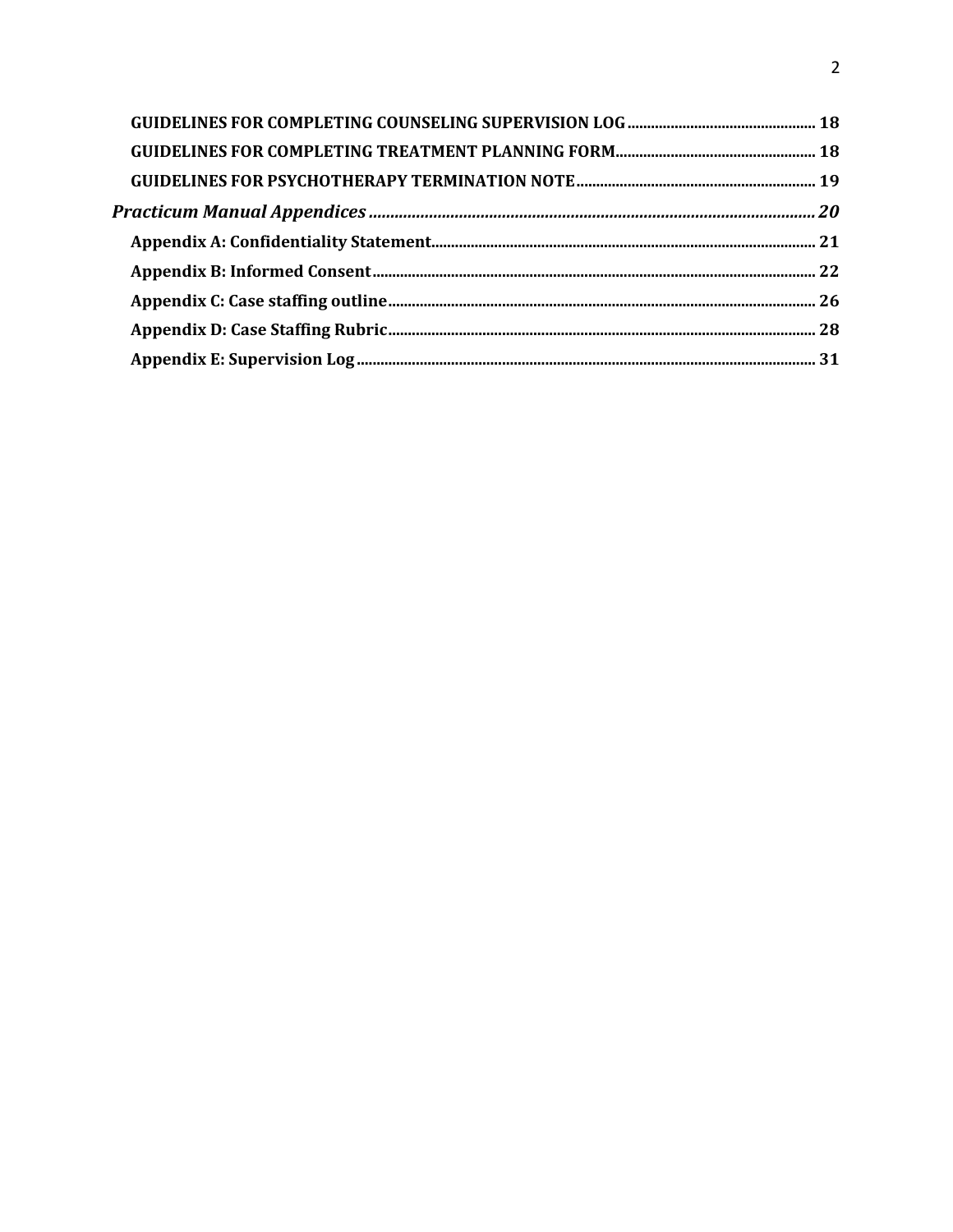GUIDELINES FOR COMPLETING COUNSELING SUPERVISION LOG ........................................ 18

GUIDELINES FOR COMPLETING TREATMENT PLANNING FORM........................................ 18

GUIDELINES FOR PSYCHOTHERAPY TERMINATION NOTE ........................................ 19

*Practicum Manual Appendices* ........................................ *20*

Appendix A: Confidentiality Statement........................................ 21

Appendix B: Informed Consent ........................................ 22

Appendix C: Case staffing outline ........................................ 26

Appendix D: Case Staffing Rubric ........................................ 28

Appendix E: Supervision Log ........................................ 31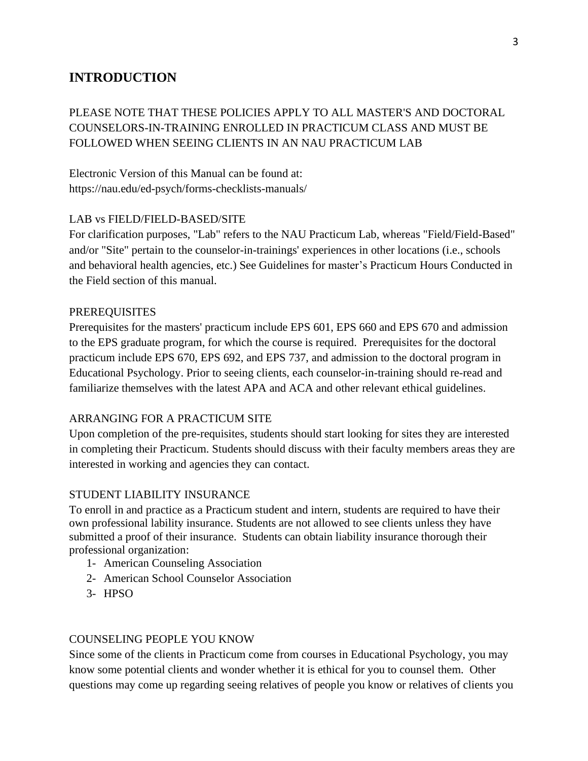## INTRODUCTION

PLEASE NOTE THAT THESE POLICIES APPLY TO ALL MASTER'S AND DOCTORAL COUNSELORS-IN-TRAINING ENROLLED IN PRACTICUM CLASS AND MUST BE FOLLOWED WHEN SEEING CLIENTS IN AN NAU PRACTICUM LAB

Electronic Version of this Manual can be found at:
https://nau.edu/ed-psych/forms-checklists-manuals/

LAB vs FIELD/FIELD-BASED/SITE

For clarification purposes, "Lab" refers to the NAU Practicum Lab, whereas "Field/Field-Based" and/or "Site" pertain to the counselor-in-trainings' experiences in other locations (i.e., schools and behavioral health agencies, etc.) See Guidelines for master's Practicum Hours Conducted in the Field section of this manual.

PREREQUISITES

Prerequisites for the masters' practicum include EPS 601, EPS 660 and EPS 670 and admission to the EPS graduate program, for which the course is required. Prerequisites for the doctoral practicum include EPS 670, EPS 692, and EPS 737, and admission to the doctoral program in Educational Psychology. Prior to seeing clients, each counselor-in-training should re-read and familiarize themselves with the latest APA and ACA and other relevant ethical guidelines.

ARRANGING FOR A PRACTICUM SITE

Upon completion of the pre-requisites, students should start looking for sites they are interested in completing their Practicum. Students should discuss with their faculty members areas they are interested in working and agencies they can contact.

STUDENT LIABILITY INSURANCE

To enroll in and practice as a Practicum student and intern, students are required to have their own professional lability insurance. Students are not allowed to see clients unless they have submitted a proof of their insurance. Students can obtain liability insurance thorough their professional organization:

1- American Counseling Association
2- American School Counselor Association
3- HPSO

COUNSELING PEOPLE YOU KNOW

Since some of the clients in Practicum come from courses in Educational Psychology, you may know some potential clients and wonder whether it is ethical for you to counsel them. Other questions may come up regarding seeing relatives of people you know or relatives of clients you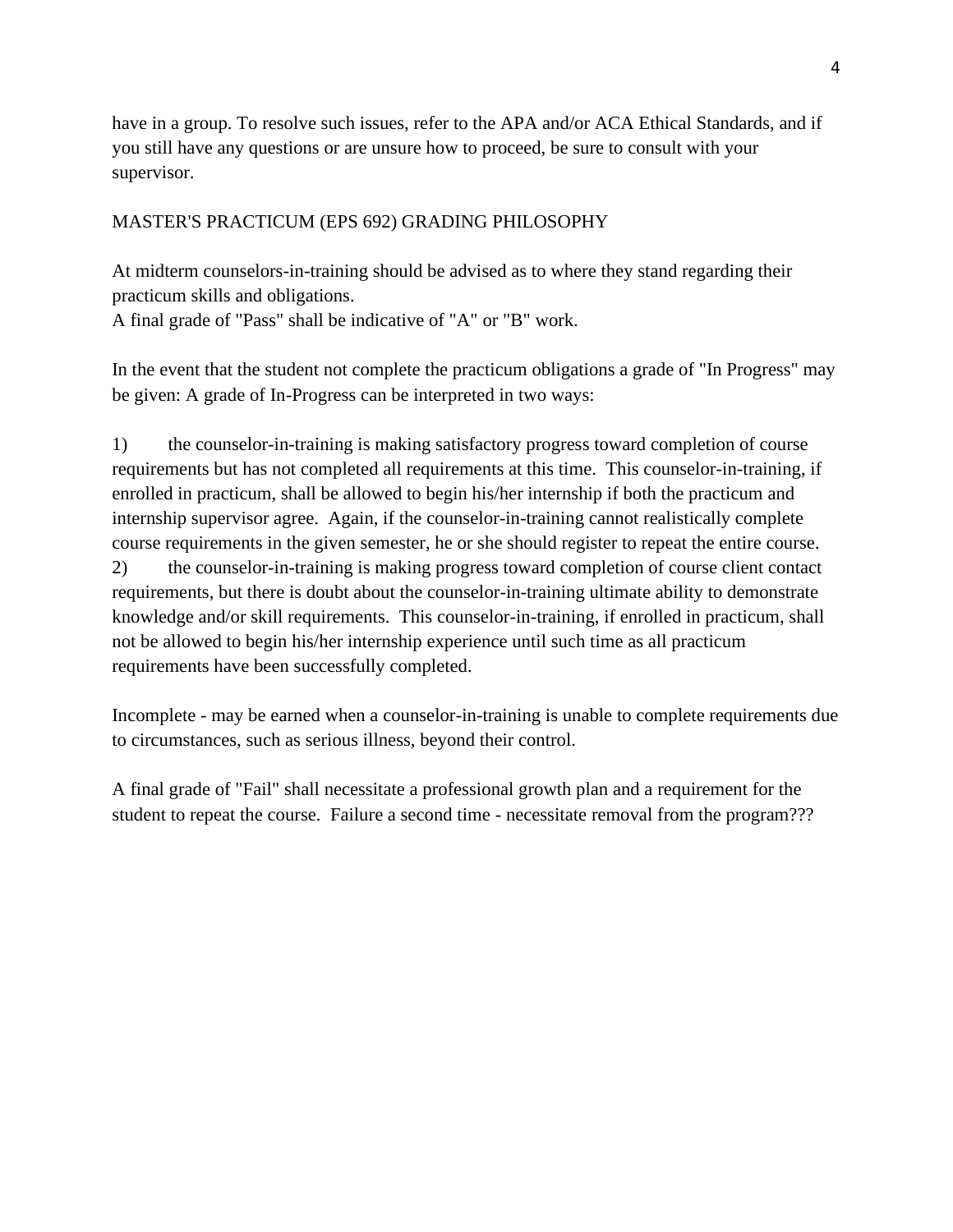have in a group. To resolve such issues, refer to the APA and/or ACA Ethical Standards, and if you still have any questions or are unsure how to proceed, be sure to consult with your supervisor.

## MASTER'S PRACTICUM (EPS 692) GRADING PHILOSOPHY

At midterm counselors-in-training should be advised as to where they stand regarding their practicum skills and obligations.
A final grade of "Pass" shall be indicative of "A" or "B" work.

In the event that the student not complete the practicum obligations a grade of "In Progress" may be given: A grade of In-Progress can be interpreted in two ways:

1) the counselor-in-training is making satisfactory progress toward completion of course requirements but has not completed all requirements at this time. This counselor-in-training, if enrolled in practicum, shall be allowed to begin his/her internship if both the practicum and internship supervisor agree. Again, if the counselor-in-training cannot realistically complete course requirements in the given semester, he or she should register to repeat the entire course.
2) the counselor-in-training is making progress toward completion of course client contact requirements, but there is doubt about the counselor-in-training ultimate ability to demonstrate knowledge and/or skill requirements. This counselor-in-training, if enrolled in practicum, shall not be allowed to begin his/her internship experience until such time as all practicum requirements have been successfully completed.

Incomplete - may be earned when a counselor-in-training is unable to complete requirements due to circumstances, such as serious illness, beyond their control.

A final grade of "Fail" shall necessitate a professional growth plan and a requirement for the student to repeat the course. Failure a second time - necessitate removal from the program???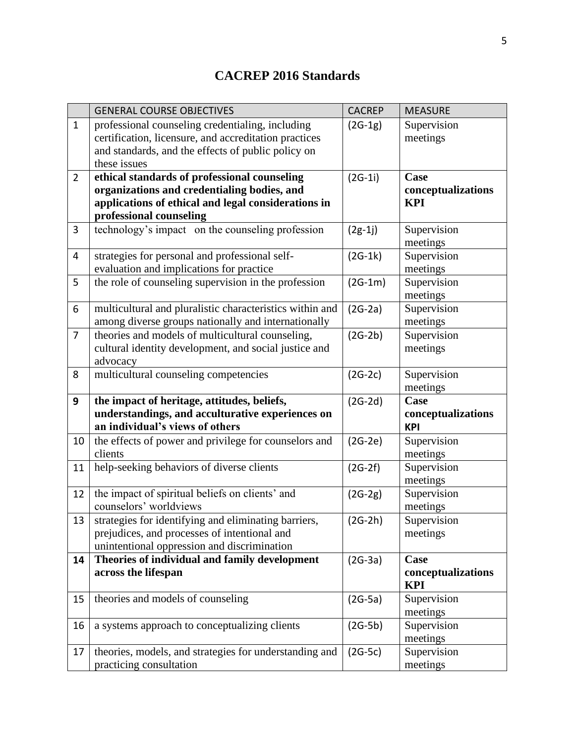# CACREP 2016 Standards

| | GENERAL COURSE OBJECTIVES | CACREP | MEASURE |
|---|---|---|---|
| 1 | professional counseling credentialing, including certification, licensure, and accreditation practices and standards, and the effects of public policy on these issues | (2G-1g) | Supervision meetings |
| 2 | **ethical standards of professional counseling organizations and credentialing bodies, and applications of ethical and legal considerations in professional counseling** | (2G-1i) | **Case conceptualizations KPI** |
| 3 | technology's impact on the counseling profession | (2g-1j) | Supervision meetings |
| 4 | strategies for personal and professional self-evaluation and implications for practice | (2G-1k) | Supervision meetings |
| 5 | the role of counseling supervision in the profession | (2G-1m) | Supervision meetings |
| 6 | multicultural and pluralistic characteristics within and among diverse groups nationally and internationally | (2G-2a) | Supervision meetings |
| 7 | theories and models of multicultural counseling, cultural identity development, and social justice and advocacy | (2G-2b) | Supervision meetings |
| 8 | multicultural counseling competencies | (2G-2c) | Supervision meetings |
| **9** | **the impact of heritage, attitudes, beliefs, understandings, and acculturative experiences on an individual's views of others** | (2G-2d) | **Case conceptualizations KPI** |
| 10 | the effects of power and privilege for counselors and clients | (2G-2e) | Supervision meetings |
| 11 | help-seeking behaviors of diverse clients | (2G-2f) | Supervision meetings |
| 12 | the impact of spiritual beliefs on clients' and counselors' worldviews | (2G-2g) | Supervision meetings |
| 13 | strategies for identifying and eliminating barriers, prejudices, and processes of intentional and unintentional oppression and discrimination | (2G-2h) | Supervision meetings |
| **14** | **Theories of individual and family development across the lifespan** | (2G-3a) | **Case conceptualizations KPI** |
| 15 | theories and models of counseling | (2G-5a) | Supervision meetings |
| 16 | a systems approach to conceptualizing clients | (2G-5b) | Supervision meetings |
| 17 | theories, models, and strategies for understanding and practicing consultation | (2G-5c) | Supervision meetings |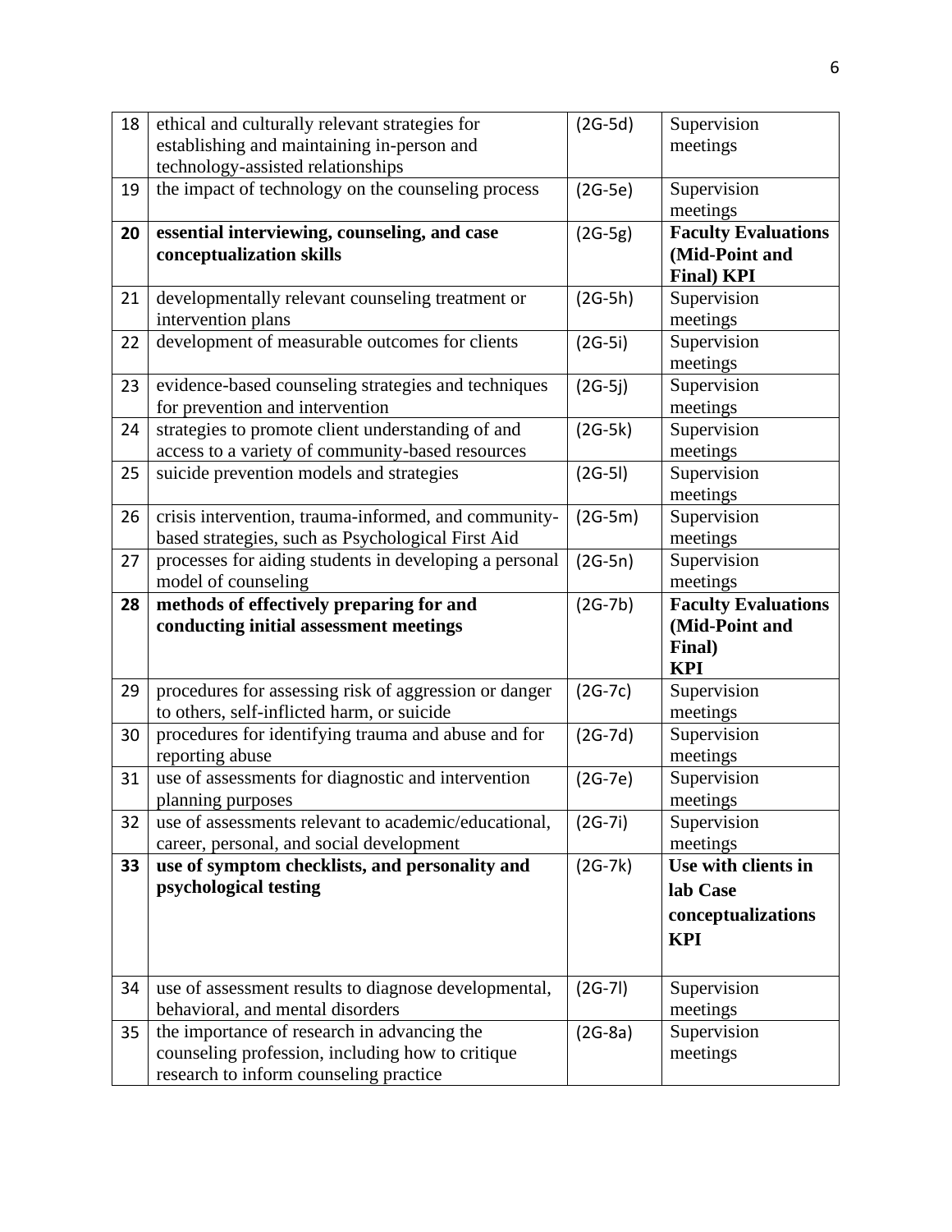| 18 | ethical and culturally relevant strategies for establishing and maintaining in-person and technology-assisted relationships | (2G-5d) | Supervision meetings |
|---|---|---|---|
| 19 | the impact of technology on the counseling process | (2G-5e) | Supervision meetings |
| **20** | **essential interviewing, counseling, and case conceptualization skills** | (2G-5g) | **Faculty Evaluations (Mid-Point and Final) KPI** |
| 21 | developmentally relevant counseling treatment or intervention plans | (2G-5h) | Supervision meetings |
| 22 | development of measurable outcomes for clients | (2G-5i) | Supervision meetings |
| 23 | evidence-based counseling strategies and techniques for prevention and intervention | (2G-5j) | Supervision meetings |
| 24 | strategies to promote client understanding of and access to a variety of community-based resources | (2G-5k) | Supervision meetings |
| 25 | suicide prevention models and strategies | (2G-5l) | Supervision meetings |
| 26 | crisis intervention, trauma-informed, and community-based strategies, such as Psychological First Aid | (2G-5m) | Supervision meetings |
| 27 | processes for aiding students in developing a personal model of counseling | (2G-5n) | Supervision meetings |
| **28** | **methods of effectively preparing for and conducting initial assessment meetings** | (2G-7b) | **Faculty Evaluations (Mid-Point and Final) KPI** |
| 29 | procedures for assessing risk of aggression or danger to others, self-inflicted harm, or suicide | (2G-7c) | Supervision meetings |
| 30 | procedures for identifying trauma and abuse and for reporting abuse | (2G-7d) | Supervision meetings |
| 31 | use of assessments for diagnostic and intervention planning purposes | (2G-7e) | Supervision meetings |
| 32 | use of assessments relevant to academic/educational, career, personal, and social development | (2G-7i) | Supervision meetings |
| **33** | **use of symptom checklists, and personality and psychological testing** | (2G-7k) | **Use with clients in lab Case conceptualizations KPI** |
| 34 | use of assessment results to diagnose developmental, behavioral, and mental disorders | (2G-7l) | Supervision meetings |
| 35 | the importance of research in advancing the counseling profession, including how to critique research to inform counseling practice | (2G-8a) | Supervision meetings |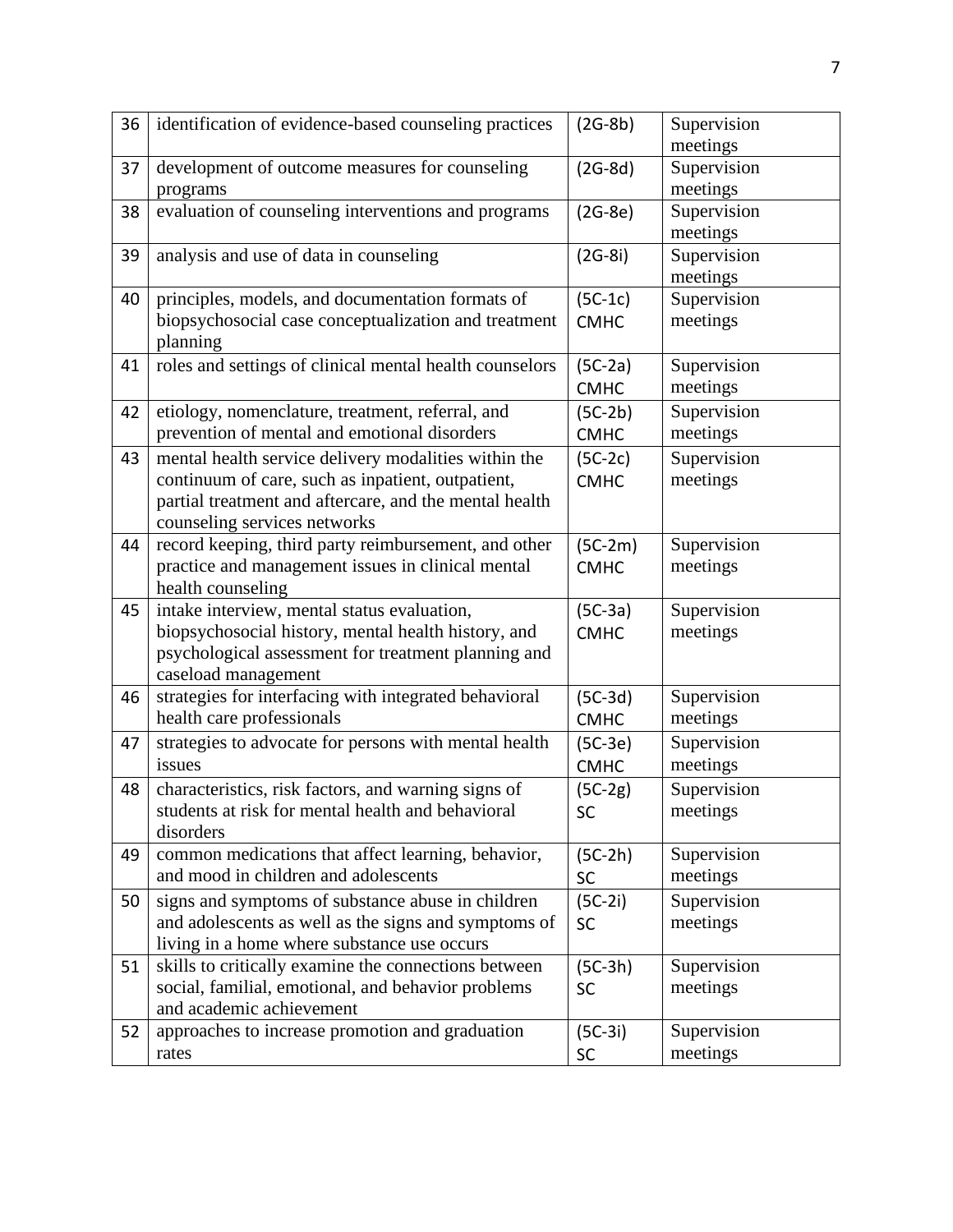| 36 | identification of evidence-based counseling practices | (2G-8b) | Supervision meetings |
|---|---|---|---|
| 37 | development of outcome measures for counseling programs | (2G-8d) | Supervision meetings |
| 38 | evaluation of counseling interventions and programs | (2G-8e) | Supervision meetings |
| 39 | analysis and use of data in counseling | (2G-8i) | Supervision meetings |
| 40 | principles, models, and documentation formats of biopsychosocial case conceptualization and treatment planning | (5C-1c) CMHC | Supervision meetings |
| 41 | roles and settings of clinical mental health counselors | (5C-2a) CMHC | Supervision meetings |
| 42 | etiology, nomenclature, treatment, referral, and prevention of mental and emotional disorders | (5C-2b) CMHC | Supervision meetings |
| 43 | mental health service delivery modalities within the continuum of care, such as inpatient, outpatient, partial treatment and aftercare, and the mental health counseling services networks | (5C-2c) CMHC | Supervision meetings |
| 44 | record keeping, third party reimbursement, and other practice and management issues in clinical mental health counseling | (5C-2m) CMHC | Supervision meetings |
| 45 | intake interview, mental status evaluation, biopsychosocial history, mental health history, and psychological assessment for treatment planning and caseload management | (5C-3a) CMHC | Supervision meetings |
| 46 | strategies for interfacing with integrated behavioral health care professionals | (5C-3d) CMHC | Supervision meetings |
| 47 | strategies to advocate for persons with mental health issues | (5C-3e) CMHC | Supervision meetings |
| 48 | characteristics, risk factors, and warning signs of students at risk for mental health and behavioral disorders | (5C-2g) SC | Supervision meetings |
| 49 | common medications that affect learning, behavior, and mood in children and adolescents | (5C-2h) SC | Supervision meetings |
| 50 | signs and symptoms of substance abuse in children and adolescents as well as the signs and symptoms of living in a home where substance use occurs | (5C-2i) SC | Supervision meetings |
| 51 | skills to critically examine the connections between social, familial, emotional, and behavior problems and academic achievement | (5C-3h) SC | Supervision meetings |
| 52 | approaches to increase promotion and graduation rates | (5C-3i) SC | Supervision meetings |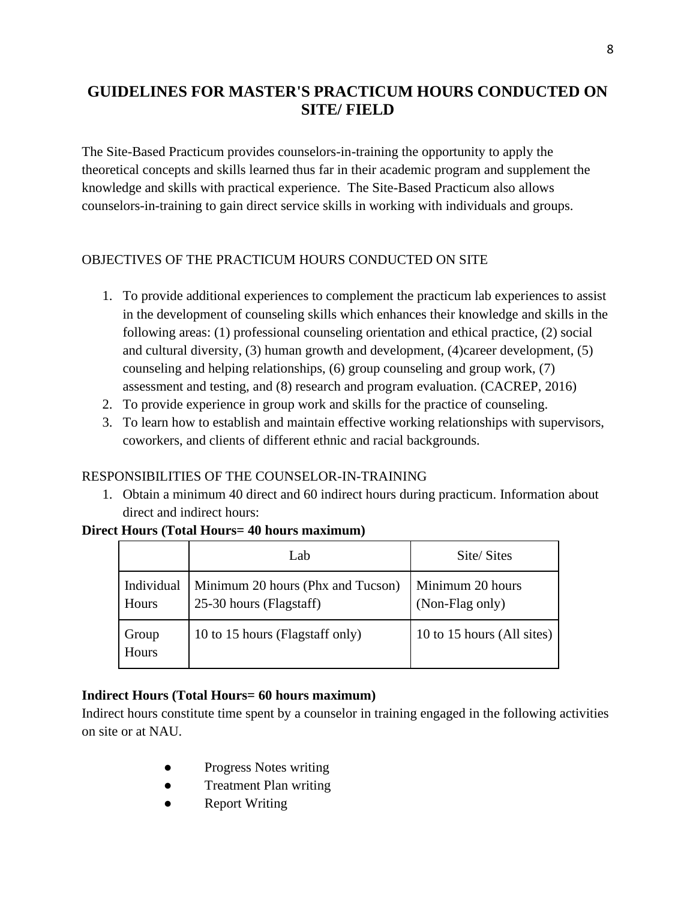## GUIDELINES FOR MASTER'S PRACTICUM HOURS CONDUCTED ON SITE/ FIELD

The Site-Based Practicum provides counselors-in-training the opportunity to apply the theoretical concepts and skills learned thus far in their academic program and supplement the knowledge and skills with practical experience. The Site-Based Practicum also allows counselors-in-training to gain direct service skills in working with individuals and groups.

OBJECTIVES OF THE PRACTICUM HOURS CONDUCTED ON SITE

1. To provide additional experiences to complement the practicum lab experiences to assist in the development of counseling skills which enhances their knowledge and skills in the following areas: (1) professional counseling orientation and ethical practice, (2) social and cultural diversity, (3) human growth and development, (4)career development, (5) counseling and helping relationships, (6) group counseling and group work, (7) assessment and testing, and (8) research and program evaluation. (CACREP, 2016)
2. To provide experience in group work and skills for the practice of counseling.
3. To learn how to establish and maintain effective working relationships with supervisors, coworkers, and clients of different ethnic and racial backgrounds.

RESPONSIBILITIES OF THE COUNSELOR-IN-TRAINING

1. Obtain a minimum 40 direct and 60 indirect hours during practicum. Information about direct and indirect hours:

**Direct Hours (Total Hours= 40 hours maximum)**

| | Lab | Site/ Sites |
|---|---|---|
| Individual Hours | Minimum 20 hours (Phx and Tucson) 25-30 hours (Flagstaff) | Minimum 20 hours (Non-Flag only) |
| Group Hours | 10 to 15 hours (Flagstaff only) | 10 to 15 hours (All sites) |

**Indirect Hours (Total Hours= 60 hours maximum)**

Indirect hours constitute time spent by a counselor in training engaged in the following activities on site or at NAU.

- Progress Notes writing
- Treatment Plan writing
- Report Writing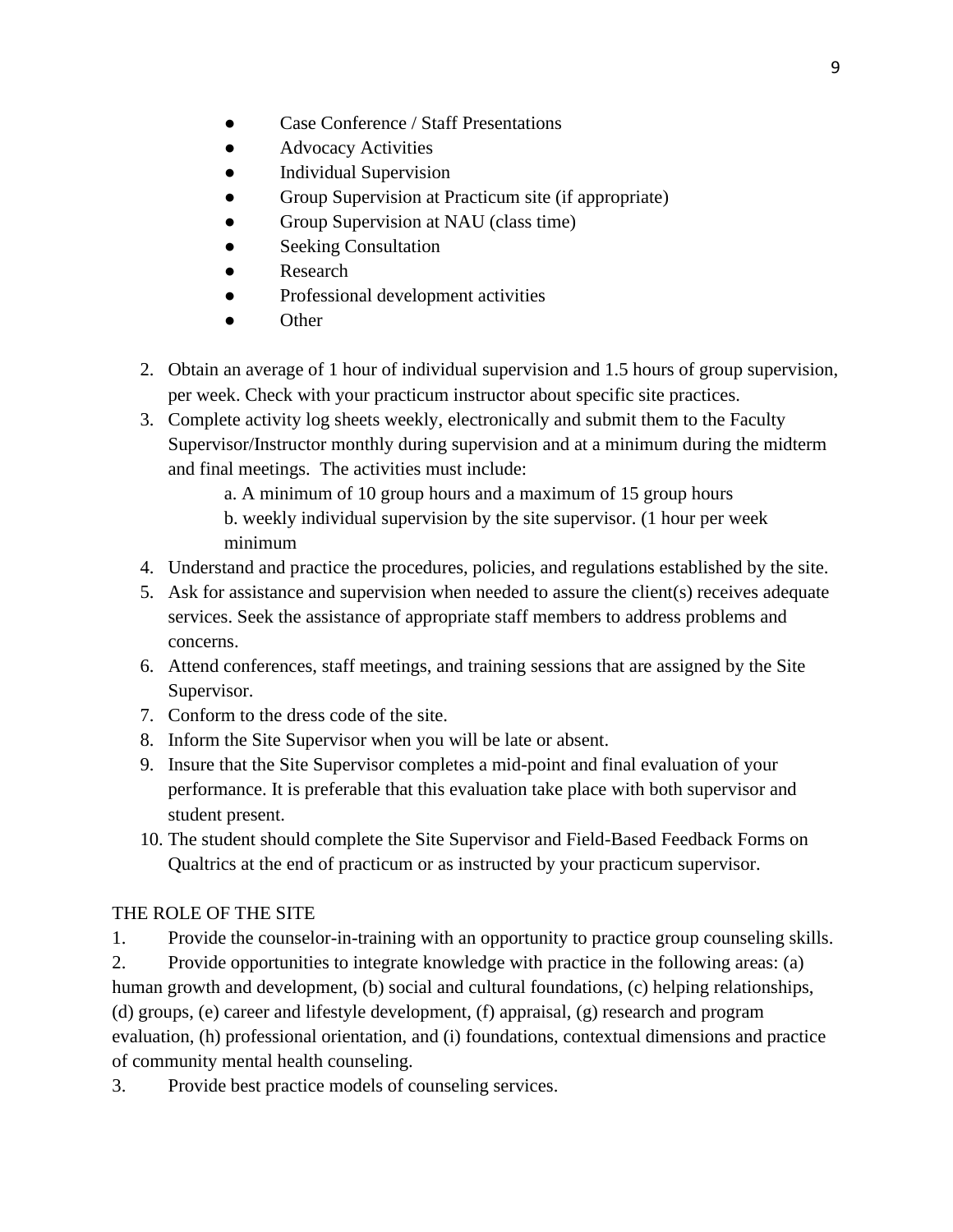- Case Conference / Staff Presentations
- Advocacy Activities
- Individual Supervision
- Group Supervision at Practicum site (if appropriate)
- Group Supervision at NAU (class time)
- Seeking Consultation
- Research
- Professional development activities
- Other

2. Obtain an average of 1 hour of individual supervision and 1.5 hours of group supervision, per week. Check with your practicum instructor about specific site practices.
3. Complete activity log sheets weekly, electronically and submit them to the Faculty Supervisor/Instructor monthly during supervision and at a minimum during the midterm and final meetings. The activities must include:
   a. A minimum of 10 group hours and a maximum of 15 group hours
   b. weekly individual supervision by the site supervisor. (1 hour per week minimum
4. Understand and practice the procedures, policies, and regulations established by the site.
5. Ask for assistance and supervision when needed to assure the client(s) receives adequate services. Seek the assistance of appropriate staff members to address problems and concerns.
6. Attend conferences, staff meetings, and training sessions that are assigned by the Site Supervisor.
7. Conform to the dress code of the site.
8. Inform the Site Supervisor when you will be late or absent.
9. Insure that the Site Supervisor completes a mid-point and final evaluation of your performance. It is preferable that this evaluation take place with both supervisor and student present.
10. The student should complete the Site Supervisor and Field-Based Feedback Forms on Qualtrics at the end of practicum or as instructed by your practicum supervisor.

THE ROLE OF THE SITE

1. Provide the counselor-in-training with an opportunity to practice group counseling skills.
2. Provide opportunities to integrate knowledge with practice in the following areas: (a) human growth and development, (b) social and cultural foundations, (c) helping relationships, (d) groups, (e) career and lifestyle development, (f) appraisal, (g) research and program evaluation, (h) professional orientation, and (i) foundations, contextual dimensions and practice of community mental health counseling.
3. Provide best practice models of counseling services.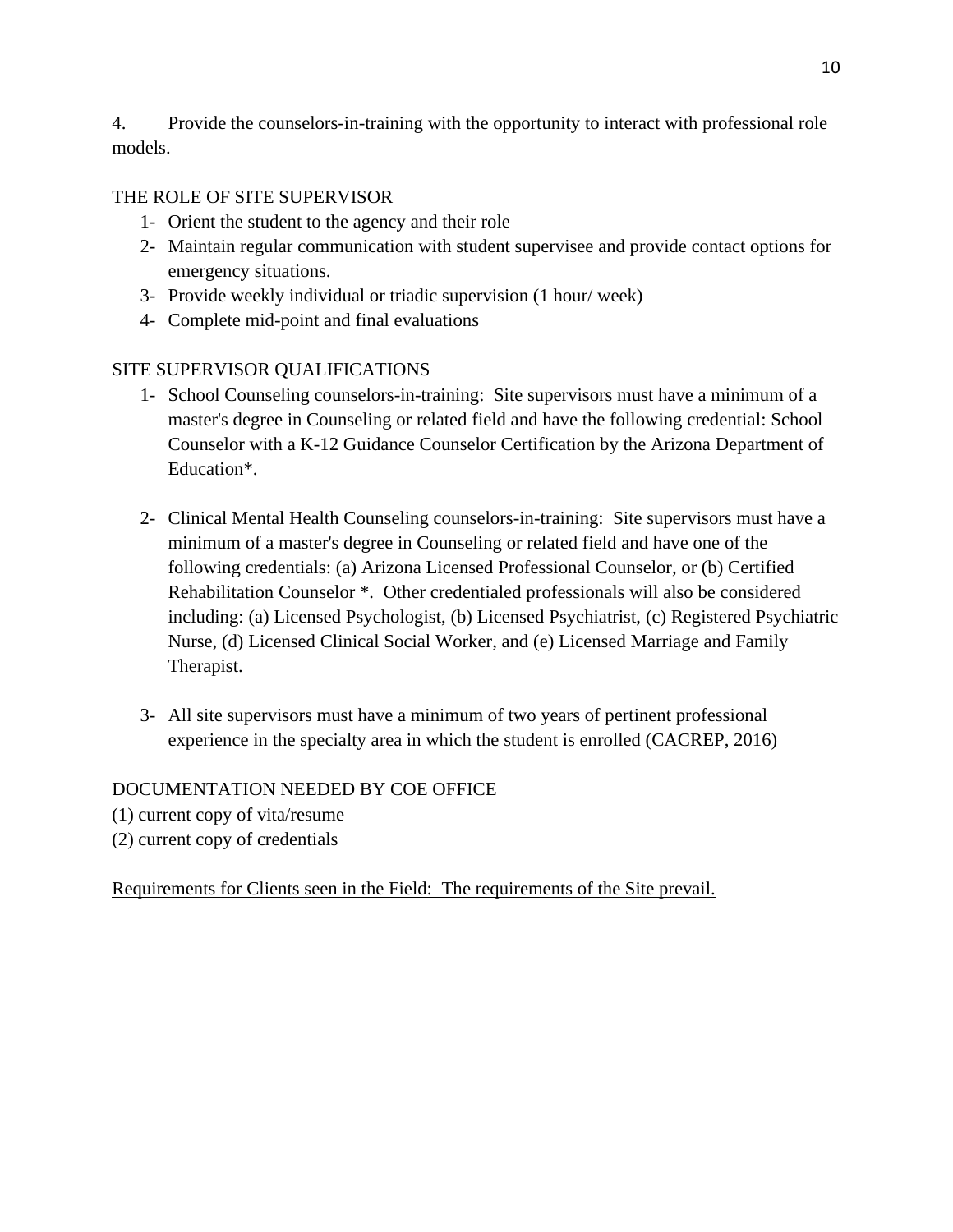4. Provide the counselors-in-training with the opportunity to interact with professional role models.

THE ROLE OF SITE SUPERVISOR

1- Orient the student to the agency and their role
2- Maintain regular communication with student supervisee and provide contact options for emergency situations.
3- Provide weekly individual or triadic supervision (1 hour/ week)
4- Complete mid-point and final evaluations

SITE SUPERVISOR QUALIFICATIONS

1- School Counseling counselors-in-training: Site supervisors must have a minimum of a master's degree in Counseling or related field and have the following credential: School Counselor with a K-12 Guidance Counselor Certification by the Arizona Department of Education*.

2- Clinical Mental Health Counseling counselors-in-training: Site supervisors must have a minimum of a master's degree in Counseling or related field and have one of the following credentials: (a) Arizona Licensed Professional Counselor, or (b) Certified Rehabilitation Counselor *. Other credentialed professionals will also be considered including: (a) Licensed Psychologist, (b) Licensed Psychiatrist, (c) Registered Psychiatric Nurse, (d) Licensed Clinical Social Worker, and (e) Licensed Marriage and Family Therapist.

3- All site supervisors must have a minimum of two years of pertinent professional experience in the specialty area in which the student is enrolled (CACREP, 2016)

DOCUMENTATION NEEDED BY COE OFFICE

(1) current copy of vita/resume
(2) current copy of credentials

<u>Requirements for Clients seen in the Field: The requirements of the Site prevail.</u>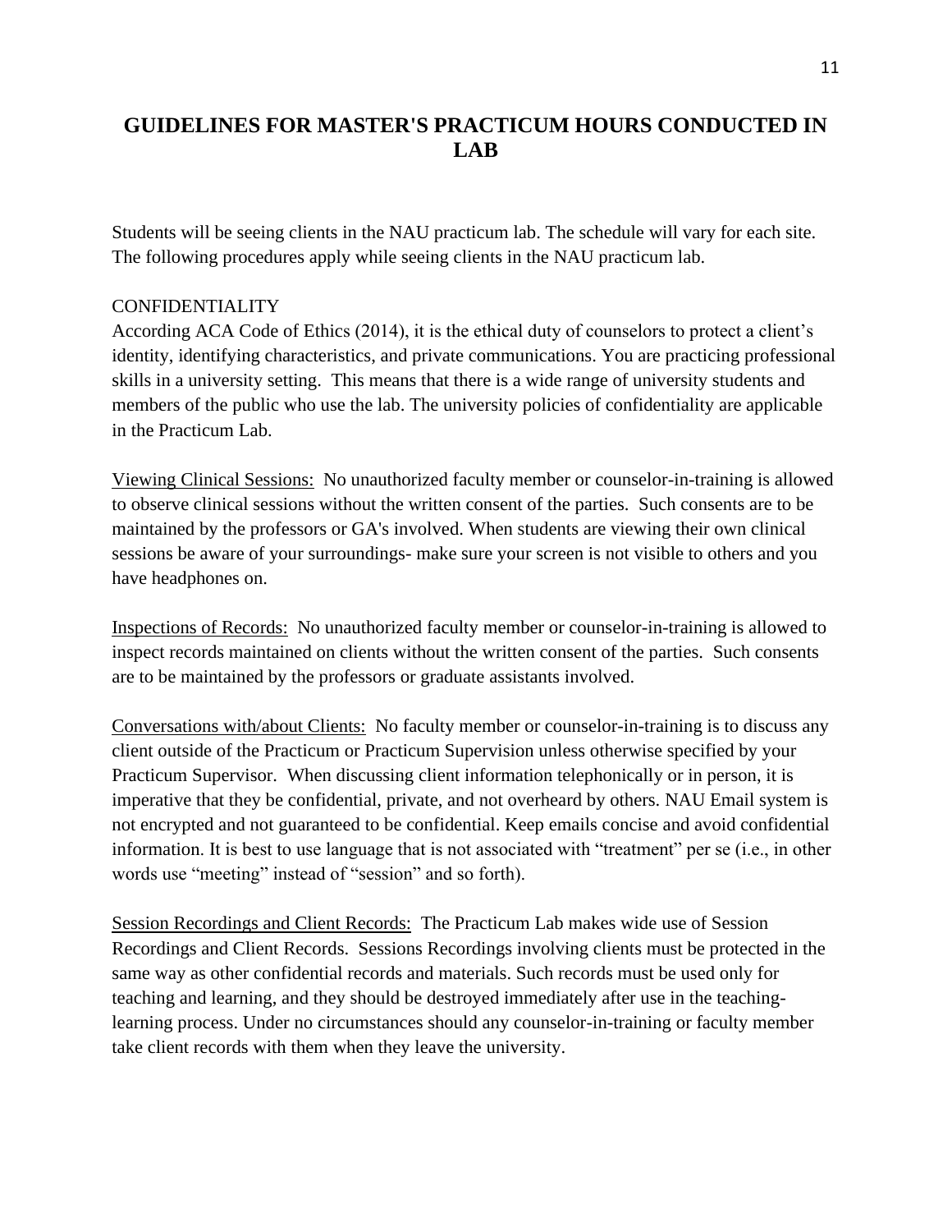# GUIDELINES FOR MASTER'S PRACTICUM HOURS CONDUCTED IN LAB

Students will be seeing clients in the NAU practicum lab. The schedule will vary for each site. The following procedures apply while seeing clients in the NAU practicum lab.

CONFIDENTIALITY

According ACA Code of Ethics (2014), it is the ethical duty of counselors to protect a client's identity, identifying characteristics, and private communications. You are practicing professional skills in a university setting. This means that there is a wide range of university students and members of the public who use the lab. The university policies of confidentiality are applicable in the Practicum Lab.

Viewing Clinical Sessions: No unauthorized faculty member or counselor-in-training is allowed to observe clinical sessions without the written consent of the parties. Such consents are to be maintained by the professors or GA's involved. When students are viewing their own clinical sessions be aware of your surroundings- make sure your screen is not visible to others and you have headphones on.

Inspections of Records: No unauthorized faculty member or counselor-in-training is allowed to inspect records maintained on clients without the written consent of the parties. Such consents are to be maintained by the professors or graduate assistants involved.

Conversations with/about Clients: No faculty member or counselor-in-training is to discuss any client outside of the Practicum or Practicum Supervision unless otherwise specified by your Practicum Supervisor. When discussing client information telephonically or in person, it is imperative that they be confidential, private, and not overheard by others. NAU Email system is not encrypted and not guaranteed to be confidential. Keep emails concise and avoid confidential information. It is best to use language that is not associated with "treatment" per se (i.e., in other words use "meeting" instead of "session" and so forth).

Session Recordings and Client Records: The Practicum Lab makes wide use of Session Recordings and Client Records. Sessions Recordings involving clients must be protected in the same way as other confidential records and materials. Such records must be used only for teaching and learning, and they should be destroyed immediately after use in the teaching-learning process. Under no circumstances should any counselor-in-training or faculty member take client records with them when they leave the university.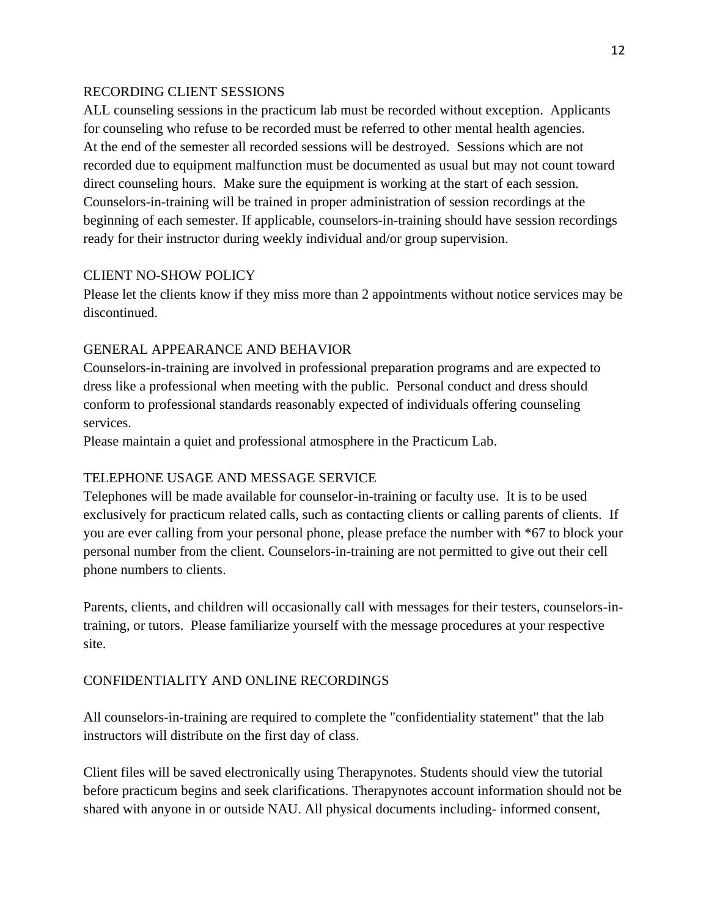## RECORDING CLIENT SESSIONS

ALL counseling sessions in the practicum lab must be recorded without exception. Applicants for counseling who refuse to be recorded must be referred to other mental health agencies. At the end of the semester all recorded sessions will be destroyed. Sessions which are not recorded due to equipment malfunction must be documented as usual but may not count toward direct counseling hours. Make sure the equipment is working at the start of each session. Counselors-in-training will be trained in proper administration of session recordings at the beginning of each semester. If applicable, counselors-in-training should have session recordings ready for their instructor during weekly individual and/or group supervision.

## CLIENT NO-SHOW POLICY

Please let the clients know if they miss more than 2 appointments without notice services may be discontinued.

## GENERAL APPEARANCE AND BEHAVIOR

Counselors-in-training are involved in professional preparation programs and are expected to dress like a professional when meeting with the public. Personal conduct and dress should conform to professional standards reasonably expected of individuals offering counseling services.

Please maintain a quiet and professional atmosphere in the Practicum Lab.

## TELEPHONE USAGE AND MESSAGE SERVICE

Telephones will be made available for counselor-in-training or faculty use. It is to be used exclusively for practicum related calls, such as contacting clients or calling parents of clients. If you are ever calling from your personal phone, please preface the number with *67 to block your personal number from the client. Counselors-in-training are not permitted to give out their cell phone numbers to clients.

Parents, clients, and children will occasionally call with messages for their testers, counselors-in-training, or tutors. Please familiarize yourself with the message procedures at your respective site.

## CONFIDENTIALITY AND ONLINE RECORDINGS

All counselors-in-training are required to complete the "confidentiality statement" that the lab instructors will distribute on the first day of class.

Client files will be saved electronically using Therapynotes. Students should view the tutorial before practicum begins and seek clarifications. Therapynotes account information should not be shared with anyone in or outside NAU. All physical documents including- informed consent,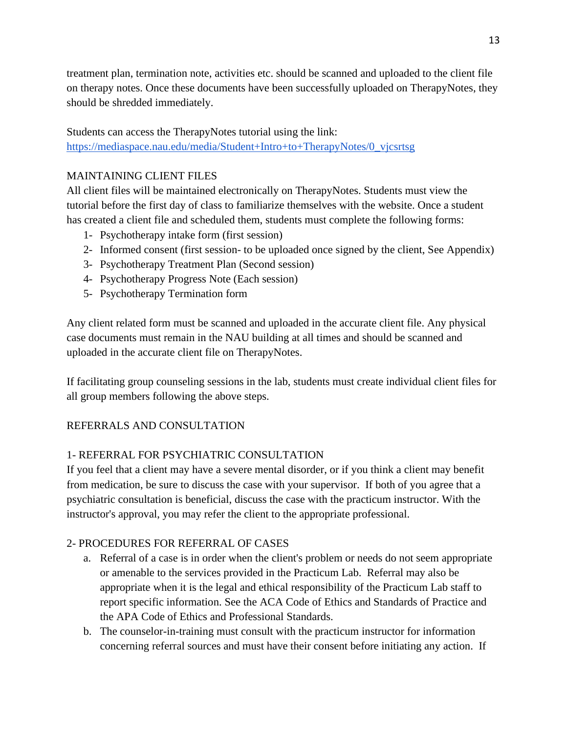treatment plan, termination note, activities etc. should be scanned and uploaded to the client file on therapy notes. Once these documents have been successfully uploaded on TherapyNotes, they should be shredded immediately.

Students can access the TherapyNotes tutorial using the link: https://mediaspace.nau.edu/media/Student+Intro+to+TherapyNotes/0_vjcsrtsg

## MAINTAINING CLIENT FILES

All client files will be maintained electronically on TherapyNotes. Students must view the tutorial before the first day of class to familiarize themselves with the website. Once a student has created a client file and scheduled them, students must complete the following forms:

1- Psychotherapy intake form (first session)
2- Informed consent (first session- to be uploaded once signed by the client, See Appendix)
3- Psychotherapy Treatment Plan (Second session)
4- Psychotherapy Progress Note (Each session)
5- Psychotherapy Termination form

Any client related form must be scanned and uploaded in the accurate client file. Any physical case documents must remain in the NAU building at all times and should be scanned and uploaded in the accurate client file on TherapyNotes.

If facilitating group counseling sessions in the lab, students must create individual client files for all group members following the above steps.

## REFERRALS AND CONSULTATION

### 1- REFERRAL FOR PSYCHIATRIC CONSULTATION

If you feel that a client may have a severe mental disorder, or if you think a client may benefit from medication, be sure to discuss the case with your supervisor. If both of you agree that a psychiatric consultation is beneficial, discuss the case with the practicum instructor. With the instructor's approval, you may refer the client to the appropriate professional.

### 2- PROCEDURES FOR REFERRAL OF CASES

a. Referral of a case is in order when the client's problem or needs do not seem appropriate or amenable to the services provided in the Practicum Lab. Referral may also be appropriate when it is the legal and ethical responsibility of the Practicum Lab staff to report specific information. See the ACA Code of Ethics and Standards of Practice and the APA Code of Ethics and Professional Standards.
b. The counselor-in-training must consult with the practicum instructor for information concerning referral sources and must have their consent before initiating any action. If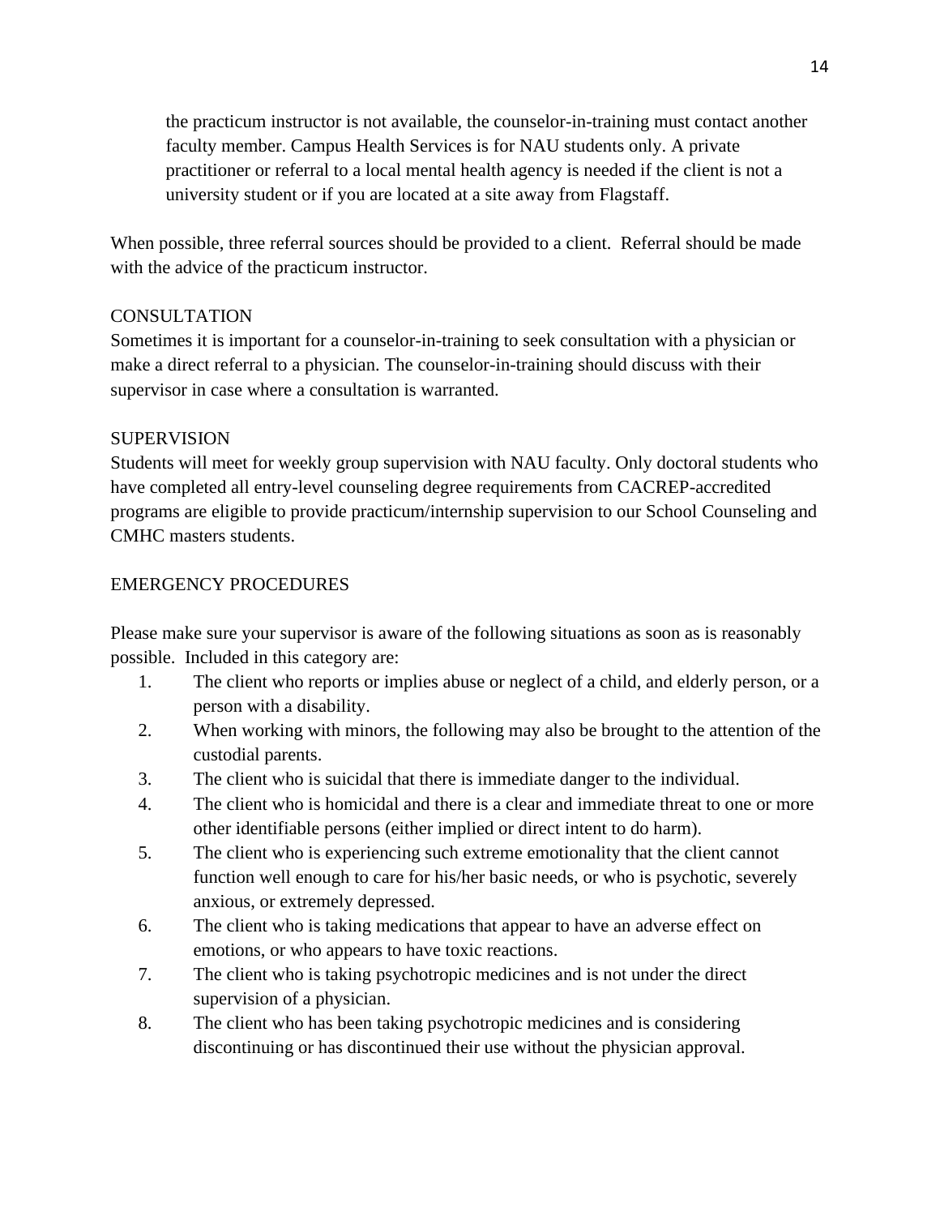the practicum instructor is not available, the counselor-in-training must contact another faculty member. Campus Health Services is for NAU students only. A private practitioner or referral to a local mental health agency is needed if the client is not a university student or if you are located at a site away from Flagstaff.

When possible, three referral sources should be provided to a client. Referral should be made with the advice of the practicum instructor.

## CONSULTATION

Sometimes it is important for a counselor-in-training to seek consultation with a physician or make a direct referral to a physician. The counselor-in-training should discuss with their supervisor in case where a consultation is warranted.

## SUPERVISION

Students will meet for weekly group supervision with NAU faculty. Only doctoral students who have completed all entry-level counseling degree requirements from CACREP-accredited programs are eligible to provide practicum/internship supervision to our School Counseling and CMHC masters students.

## EMERGENCY PROCEDURES

Please make sure your supervisor is aware of the following situations as soon as is reasonably possible. Included in this category are:

1. The client who reports or implies abuse or neglect of a child, and elderly person, or a person with a disability.
2. When working with minors, the following may also be brought to the attention of the custodial parents.
3. The client who is suicidal that there is immediate danger to the individual.
4. The client who is homicidal and there is a clear and immediate threat to one or more other identifiable persons (either implied or direct intent to do harm).
5. The client who is experiencing such extreme emotionality that the client cannot function well enough to care for his/her basic needs, or who is psychotic, severely anxious, or extremely depressed.
6. The client who is taking medications that appear to have an adverse effect on emotions, or who appears to have toxic reactions.
7. The client who is taking psychotropic medicines and is not under the direct supervision of a physician.
8. The client who has been taking psychotropic medicines and is considering discontinuing or has discontinued their use without the physician approval.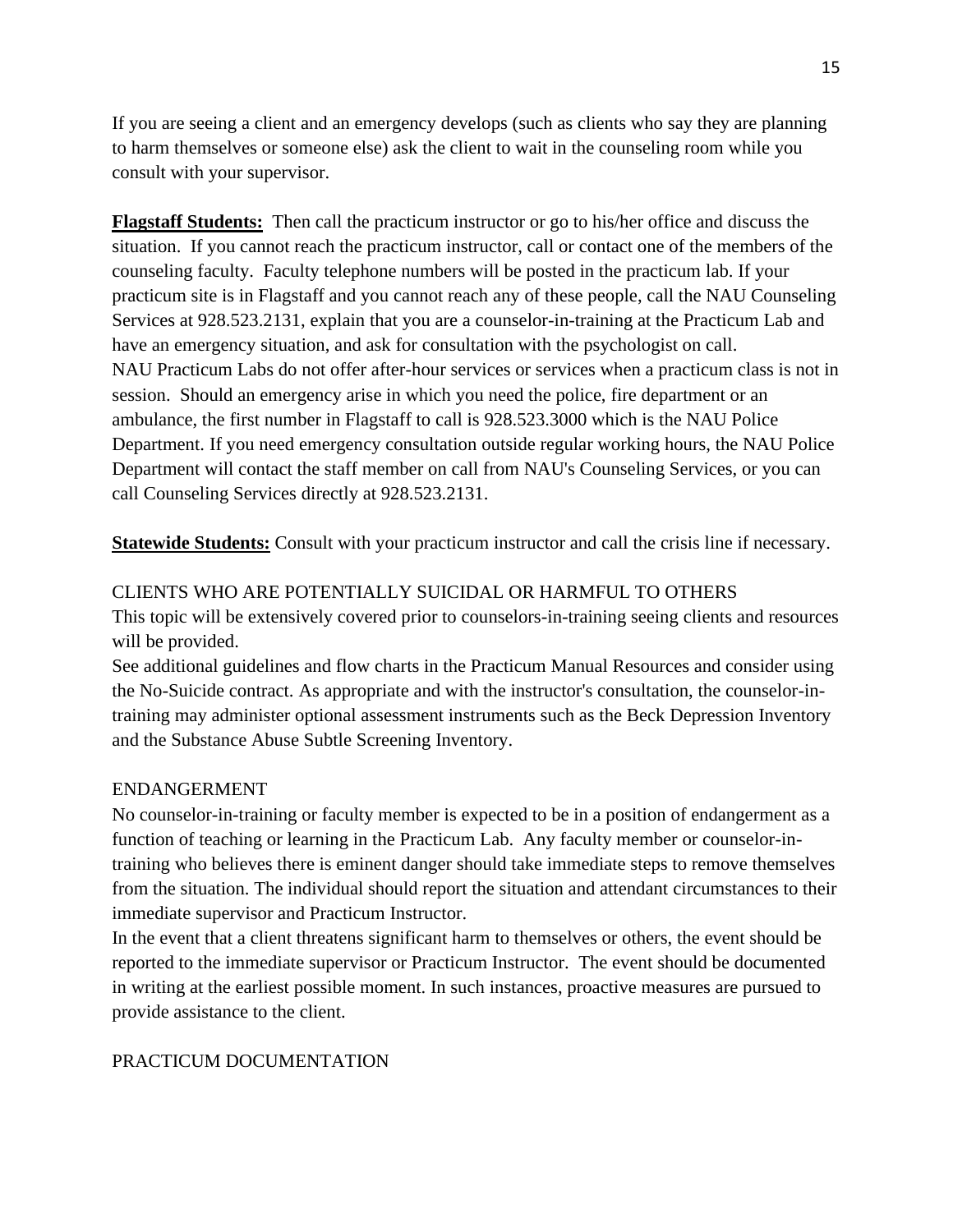If you are seeing a client and an emergency develops (such as clients who say they are planning to harm themselves or someone else) ask the client to wait in the counseling room while you consult with your supervisor.

**Flagstaff Students:** Then call the practicum instructor or go to his/her office and discuss the situation. If you cannot reach the practicum instructor, call or contact one of the members of the counseling faculty. Faculty telephone numbers will be posted in the practicum lab. If your practicum site is in Flagstaff and you cannot reach any of these people, call the NAU Counseling Services at 928.523.2131, explain that you are a counselor-in-training at the Practicum Lab and have an emergency situation, and ask for consultation with the psychologist on call.
NAU Practicum Labs do not offer after-hour services or services when a practicum class is not in session. Should an emergency arise in which you need the police, fire department or an ambulance, the first number in Flagstaff to call is 928.523.3000 which is the NAU Police Department. If you need emergency consultation outside regular working hours, the NAU Police Department will contact the staff member on call from NAU's Counseling Services, or you can call Counseling Services directly at 928.523.2131.

**Statewide Students:** Consult with your practicum instructor and call the crisis line if necessary.

## CLIENTS WHO ARE POTENTIALLY SUICIDAL OR HARMFUL TO OTHERS

This topic will be extensively covered prior to counselors-in-training seeing clients and resources will be provided.
See additional guidelines and flow charts in the Practicum Manual Resources and consider using the No-Suicide contract. As appropriate and with the instructor's consultation, the counselor-in-training may administer optional assessment instruments such as the Beck Depression Inventory and the Substance Abuse Subtle Screening Inventory.

## ENDANGERMENT

No counselor-in-training or faculty member is expected to be in a position of endangerment as a function of teaching or learning in the Practicum Lab. Any faculty member or counselor-in-training who believes there is eminent danger should take immediate steps to remove themselves from the situation. The individual should report the situation and attendant circumstances to their immediate supervisor and Practicum Instructor.
In the event that a client threatens significant harm to themselves or others, the event should be reported to the immediate supervisor or Practicum Instructor. The event should be documented in writing at the earliest possible moment. In such instances, proactive measures are pursued to provide assistance to the client.

## PRACTICUM DOCUMENTATION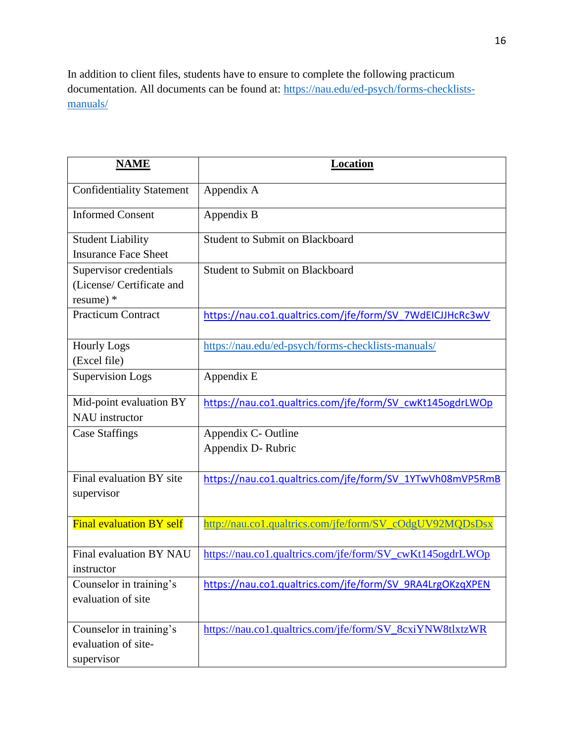In addition to client files, students have to ensure to complete the following practicum documentation. All documents can be found at: https://nau.edu/ed-psych/forms-checklists-manuals/

| NAME | Location |
| --- | --- |
| Confidentiality Statement | Appendix A |
| Informed Consent | Appendix B |
| Student Liability Insurance Face Sheet | Student to Submit on Blackboard |
| Supervisor credentials (License/ Certificate and resume) * | Student to Submit on Blackboard |
| Practicum Contract | https://nau.co1.qualtrics.com/jfe/form/SV_7WdEICJJHcRc3wV |
| Hourly Logs (Excel file) | https://nau.edu/ed-psych/forms-checklists-manuals/ |
| Supervision Logs | Appendix E |
| Mid-point evaluation BY NAU instructor | https://nau.co1.qualtrics.com/jfe/form/SV_cwKt145ogdrLWOp |
| Case Staffings | Appendix C- Outline<br>Appendix D- Rubric |
| Final evaluation BY site supervisor | https://nau.co1.qualtrics.com/jfe/form/SV_1YTwVh08mVP5RmB |
| Final evaluation BY self | http://nau.co1.qualtrics.com/jfe/form/SV_cOdgUV92MQDsDsx |
| Final evaluation BY NAU instructor | https://nau.co1.qualtrics.com/jfe/form/SV_cwKt145ogdrLWOp |
| Counselor in training's evaluation of site | https://nau.co1.qualtrics.com/jfe/form/SV_9RA4LrgOKzqXPEN |
| Counselor in training's evaluation of site-supervisor | https://nau.co1.qualtrics.com/jfe/form/SV_8cxiYNW8tlxtzWR |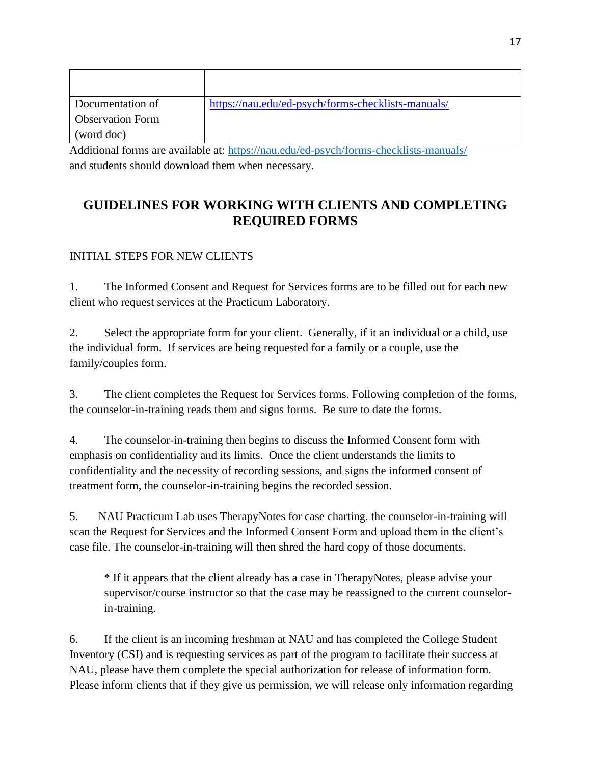| | |
|---|---|
| Documentation of Observation Form (word doc) | https://nau.edu/ed-psych/forms-checklists-manuals/ |

Additional forms are available at: https://nau.edu/ed-psych/forms-checklists-manuals/ and students should download them when necessary.

## GUIDELINES FOR WORKING WITH CLIENTS AND COMPLETING REQUIRED FORMS

INITIAL STEPS FOR NEW CLIENTS

1. The Informed Consent and Request for Services forms are to be filled out for each new client who request services at the Practicum Laboratory.

2. Select the appropriate form for your client. Generally, if it an individual or a child, use the individual form. If services are being requested for a family or a couple, use the family/couples form.

3. The client completes the Request for Services forms. Following completion of the forms, the counselor-in-training reads them and signs forms. Be sure to date the forms.

4. The counselor-in-training then begins to discuss the Informed Consent form with emphasis on confidentiality and its limits. Once the client understands the limits to confidentiality and the necessity of recording sessions, and signs the informed consent of treatment form, the counselor-in-training begins the recorded session.

5. NAU Practicum Lab uses TherapyNotes for case charting. the counselor-in-training will scan the Request for Services and the Informed Consent Form and upload them in the client's case file. The counselor-in-training will then shred the hard copy of those documents.

   * If it appears that the client already has a case in TherapyNotes, please advise your supervisor/course instructor so that the case may be reassigned to the current counselor-in-training.

6. If the client is an incoming freshman at NAU and has completed the College Student Inventory (CSI) and is requesting services as part of the program to facilitate their success at NAU, please have them complete the special authorization for release of information form. Please inform clients that if they give us permission, we will release only information regarding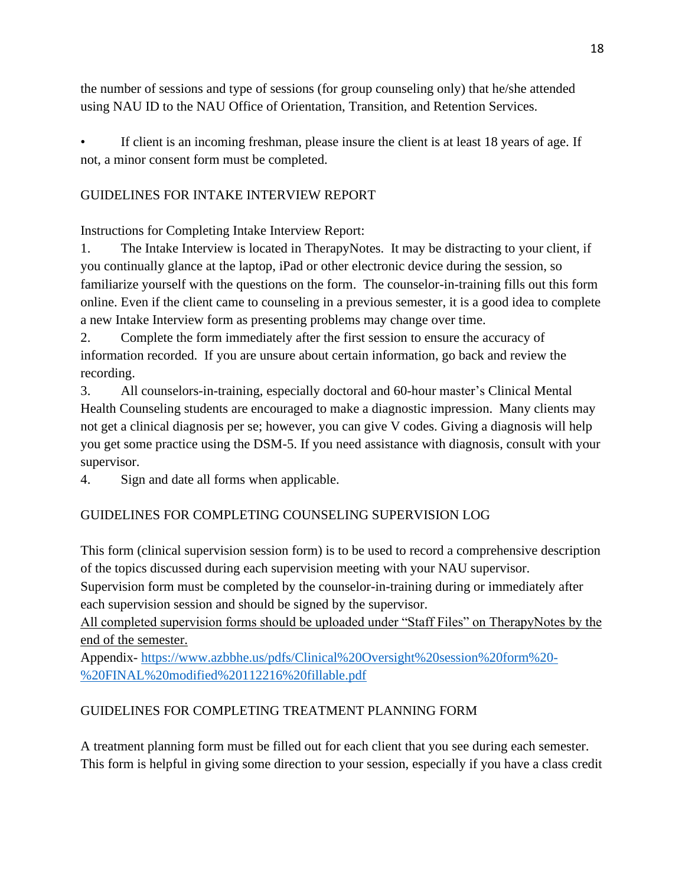the number of sessions and type of sessions (for group counseling only) that he/she attended using NAU ID to the NAU Office of Orientation, Transition, and Retention Services.

- If client is an incoming freshman, please insure the client is at least 18 years of age. If not, a minor consent form must be completed.

## GUIDELINES FOR INTAKE INTERVIEW REPORT

Instructions for Completing Intake Interview Report:

1. The Intake Interview is located in TherapyNotes. It may be distracting to your client, if you continually glance at the laptop, iPad or other electronic device during the session, so familiarize yourself with the questions on the form. The counselor-in-training fills out this form online. Even if the client came to counseling in a previous semester, it is a good idea to complete a new Intake Interview form as presenting problems may change over time.
2. Complete the form immediately after the first session to ensure the accuracy of information recorded. If you are unsure about certain information, go back and review the recording.
3. All counselors-in-training, especially doctoral and 60-hour master's Clinical Mental Health Counseling students are encouraged to make a diagnostic impression. Many clients may not get a clinical diagnosis per se; however, you can give V codes. Giving a diagnosis will help you get some practice using the DSM-5. If you need assistance with diagnosis, consult with your supervisor.
4. Sign and date all forms when applicable.

## GUIDELINES FOR COMPLETING COUNSELING SUPERVISION LOG

This form (clinical supervision session form) is to be used to record a comprehensive description of the topics discussed during each supervision meeting with your NAU supervisor.
Supervision form must be completed by the counselor-in-training during or immediately after each supervision session and should be signed by the supervisor.
<u>All completed supervision forms should be uploaded under "Staff Files" on TherapyNotes by the end of the semester.</u>
Appendix- [https://www.azbbhe.us/pdfs/Clinical%20Oversight%20session%20form%20-%20FINAL%20modified%20112216%20fillable.pdf](https://www.azbbhe.us/pdfs/Clinical%20Oversight%20session%20form%20-%20FINAL%20modified%20112216%20fillable.pdf)

## GUIDELINES FOR COMPLETING TREATMENT PLANNING FORM

A treatment planning form must be filled out for each client that you see during each semester. This form is helpful in giving some direction to your session, especially if you have a class credit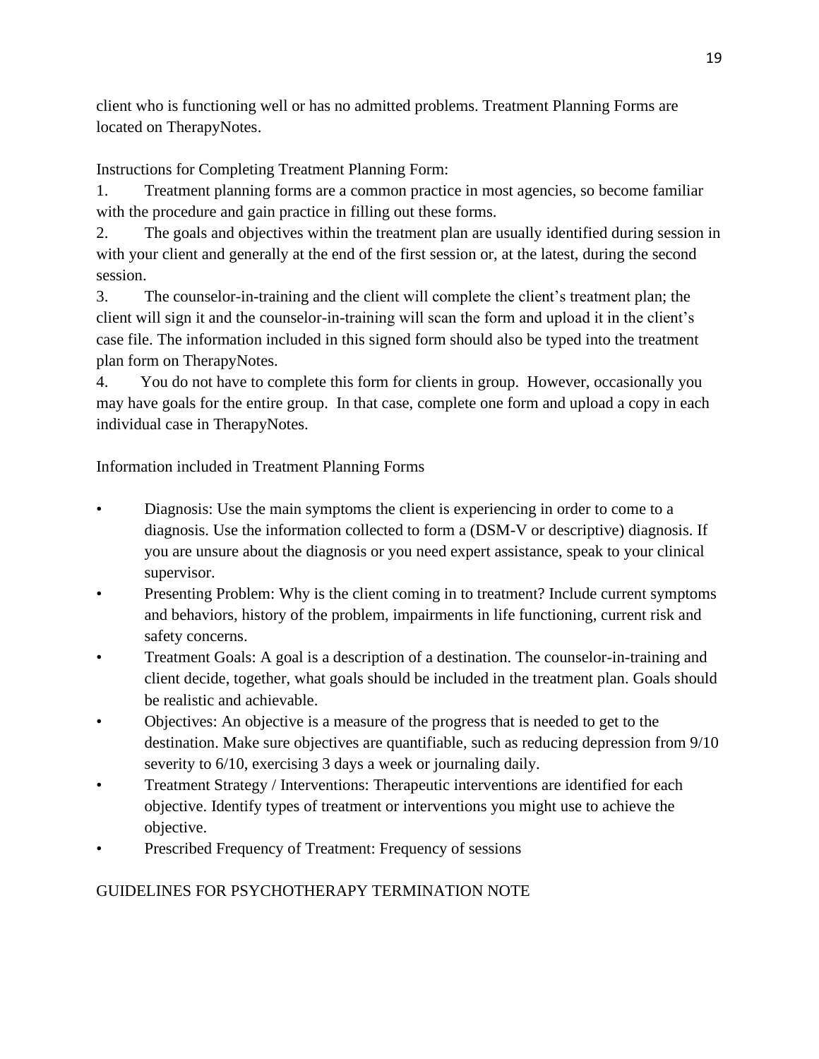client who is functioning well or has no admitted problems. Treatment Planning Forms are located on TherapyNotes.

Instructions for Completing Treatment Planning Form:

1. Treatment planning forms are a common practice in most agencies, so become familiar with the procedure and gain practice in filling out these forms.
2. The goals and objectives within the treatment plan are usually identified during session in with your client and generally at the end of the first session or, at the latest, during the second session.
3. The counselor-in-training and the client will complete the client's treatment plan; the client will sign it and the counselor-in-training will scan the form and upload it in the client's case file. The information included in this signed form should also be typed into the treatment plan form on TherapyNotes.
4. You do not have to complete this form for clients in group. However, occasionally you may have goals for the entire group. In that case, complete one form and upload a copy in each individual case in TherapyNotes.

Information included in Treatment Planning Forms

- Diagnosis: Use the main symptoms the client is experiencing in order to come to a diagnosis. Use the information collected to form a (DSM-V or descriptive) diagnosis. If you are unsure about the diagnosis or you need expert assistance, speak to your clinical supervisor.
- Presenting Problem: Why is the client coming in to treatment? Include current symptoms and behaviors, history of the problem, impairments in life functioning, current risk and safety concerns.
- Treatment Goals: A goal is a description of a destination. The counselor-in-training and client decide, together, what goals should be included in the treatment plan. Goals should be realistic and achievable.
- Objectives: An objective is a measure of the progress that is needed to get to the destination. Make sure objectives are quantifiable, such as reducing depression from 9/10 severity to 6/10, exercising 3 days a week or journaling daily.
- Treatment Strategy / Interventions: Therapeutic interventions are identified for each objective. Identify types of treatment or interventions you might use to achieve the objective.
- Prescribed Frequency of Treatment: Frequency of sessions

## GUIDELINES FOR PSYCHOTHERAPY TERMINATION NOTE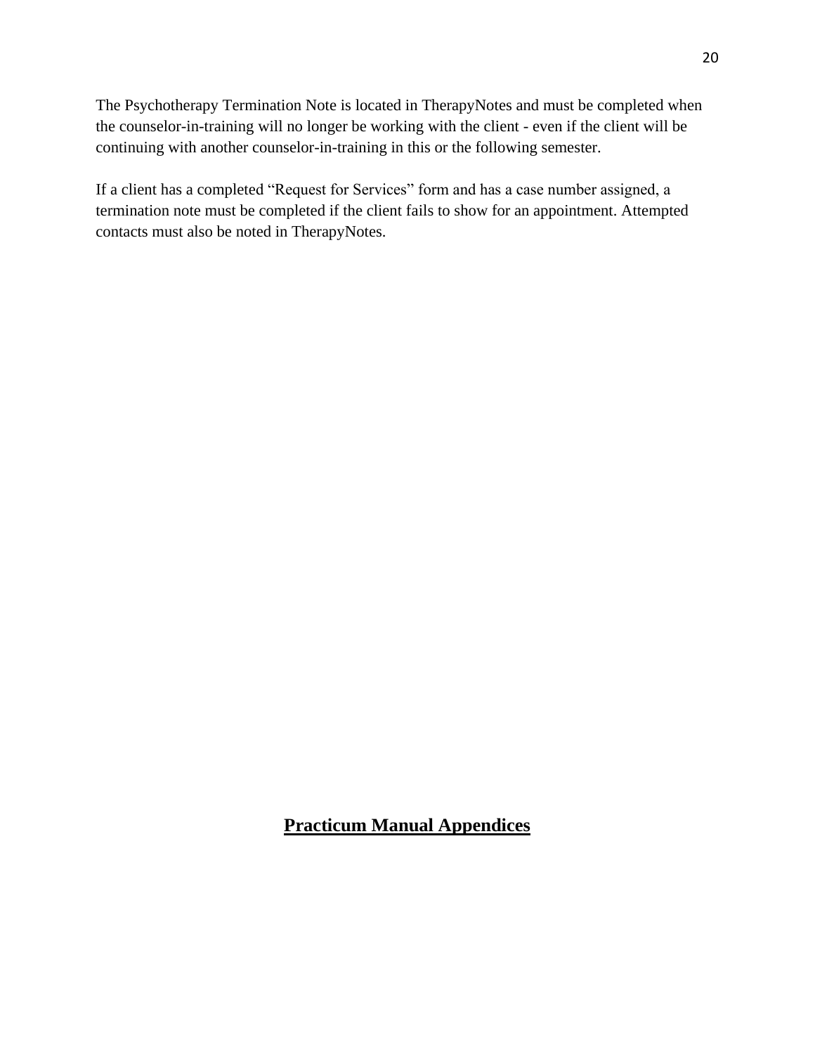The Psychotherapy Termination Note is located in TherapyNotes and must be completed when the counselor-in-training will no longer be working with the client - even if the client will be continuing with another counselor-in-training in this or the following semester.

If a client has a completed "Request for Services" form and has a case number assigned, a termination note must be completed if the client fails to show for an appointment. Attempted contacts must also be noted in TherapyNotes.

# **Practicum Manual Appendices**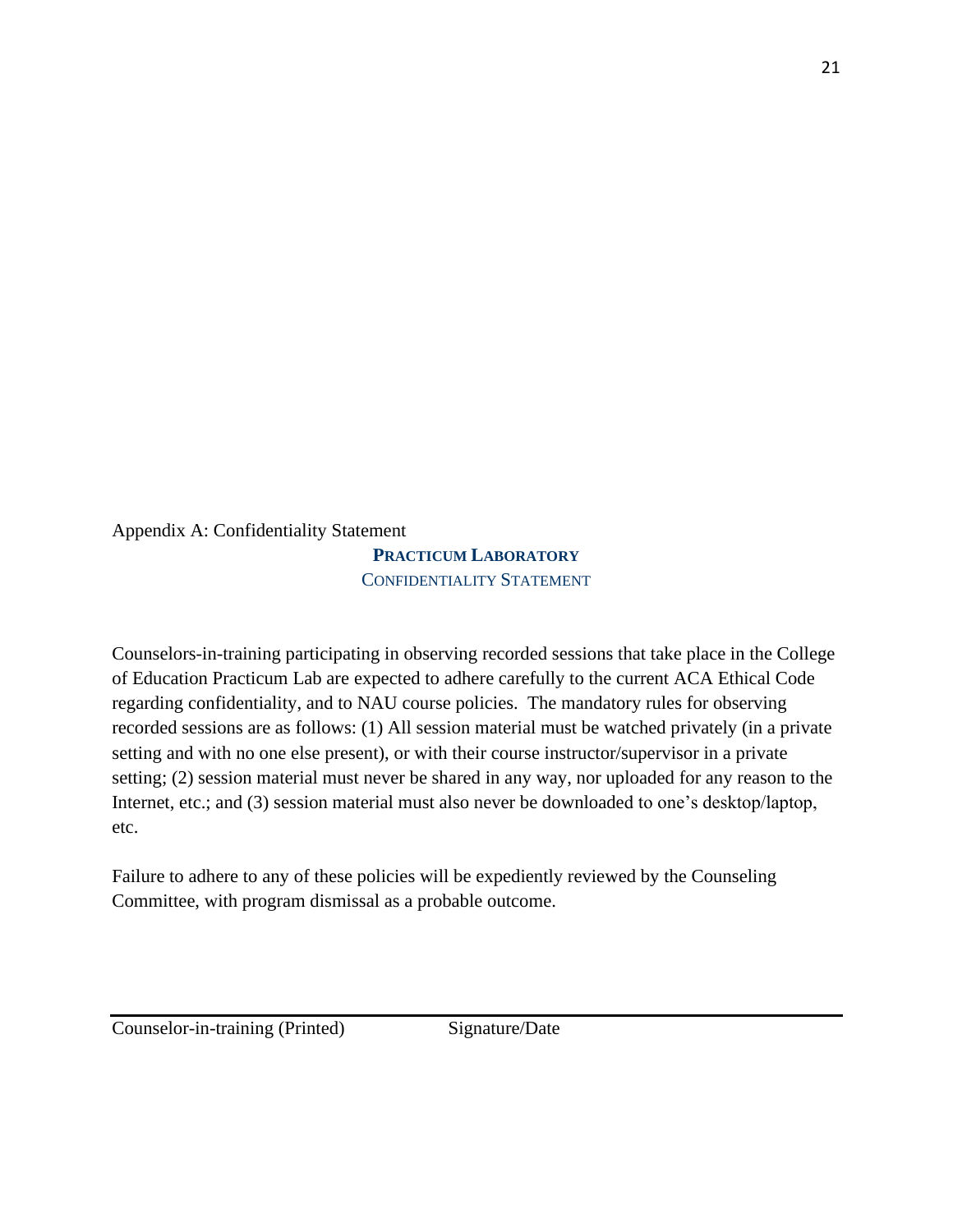Appendix A: Confidentiality Statement

## **PRACTICUM LABORATORY**

### CONFIDENTIALITY STATEMENT

Counselors-in-training participating in observing recorded sessions that take place in the College of Education Practicum Lab are expected to adhere carefully to the current ACA Ethical Code regarding confidentiality, and to NAU course policies. The mandatory rules for observing recorded sessions are as follows: (1) All session material must be watched privately (in a private setting and with no one else present), or with their course instructor/supervisor in a private setting; (2) session material must never be shared in any way, nor uploaded for any reason to the Internet, etc.; and (3) session material must also never be downloaded to one's desktop/laptop, etc.

Failure to adhere to any of these policies will be expediently reviewed by the Counseling Committee, with program dismissal as a probable outcome.

---

Counselor-in-training (Printed) Signature/Date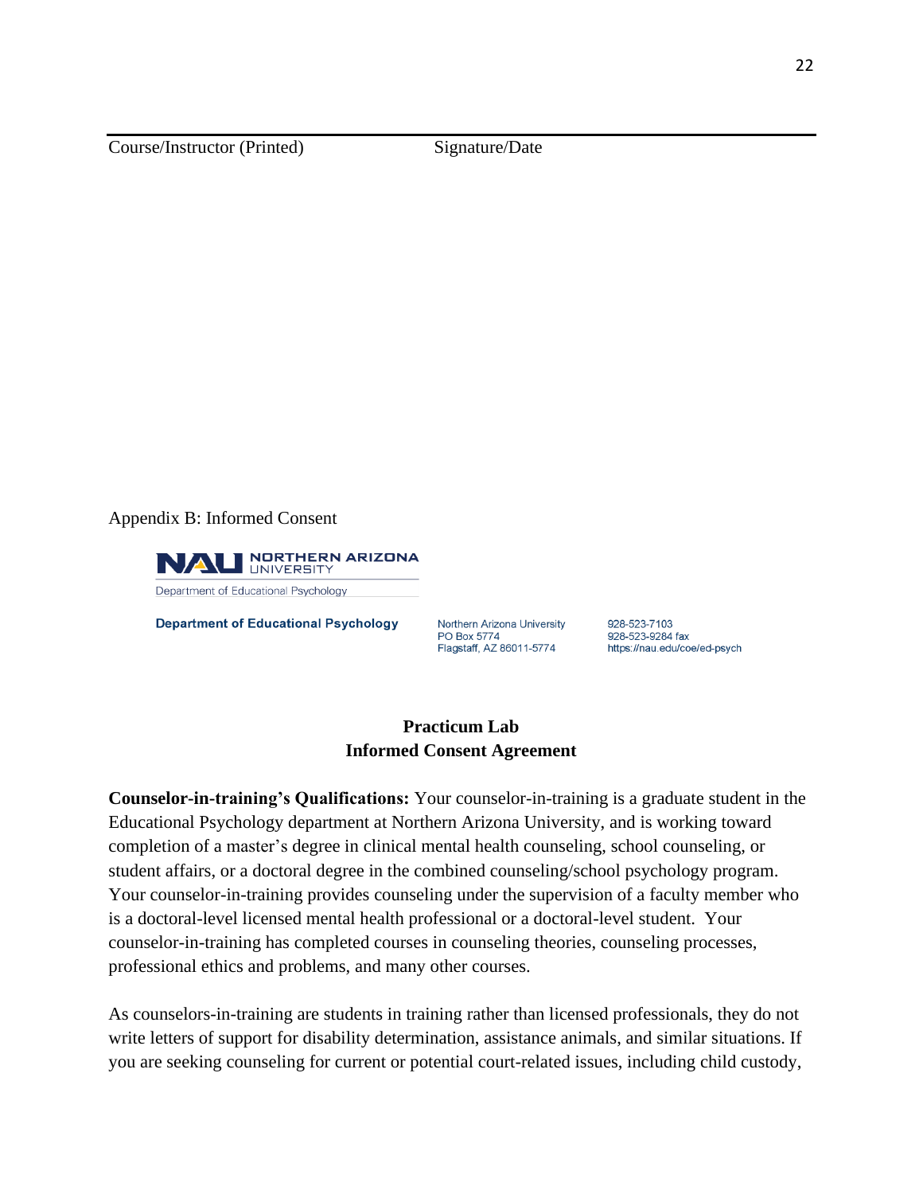Course/Instructor (Printed) Signature/Date

Appendix B: Informed Consent

NORTHERN ARIZONA UNIVERSITY

Department of Educational Psychology

**Department of Educational Psychology**

Northern Arizona University
PO Box 5774
Flagstaff, AZ 86011-5774

928-523-7103
928-523-9284 fax
https://nau.edu/coe/ed-psych

## Practicum Lab
## Informed Consent Agreement

**Counselor-in-training's Qualifications:** Your counselor-in-training is a graduate student in the Educational Psychology department at Northern Arizona University, and is working toward completion of a master's degree in clinical mental health counseling, school counseling, or student affairs, or a doctoral degree in the combined counseling/school psychology program. Your counselor-in-training provides counseling under the supervision of a faculty member who is a doctoral-level licensed mental health professional or a doctoral-level student. Your counselor-in-training has completed courses in counseling theories, counseling processes, professional ethics and problems, and many other courses.

As counselors-in-training are students in training rather than licensed professionals, they do not write letters of support for disability determination, assistance animals, and similar situations. If you are seeking counseling for current or potential court-related issues, including child custody,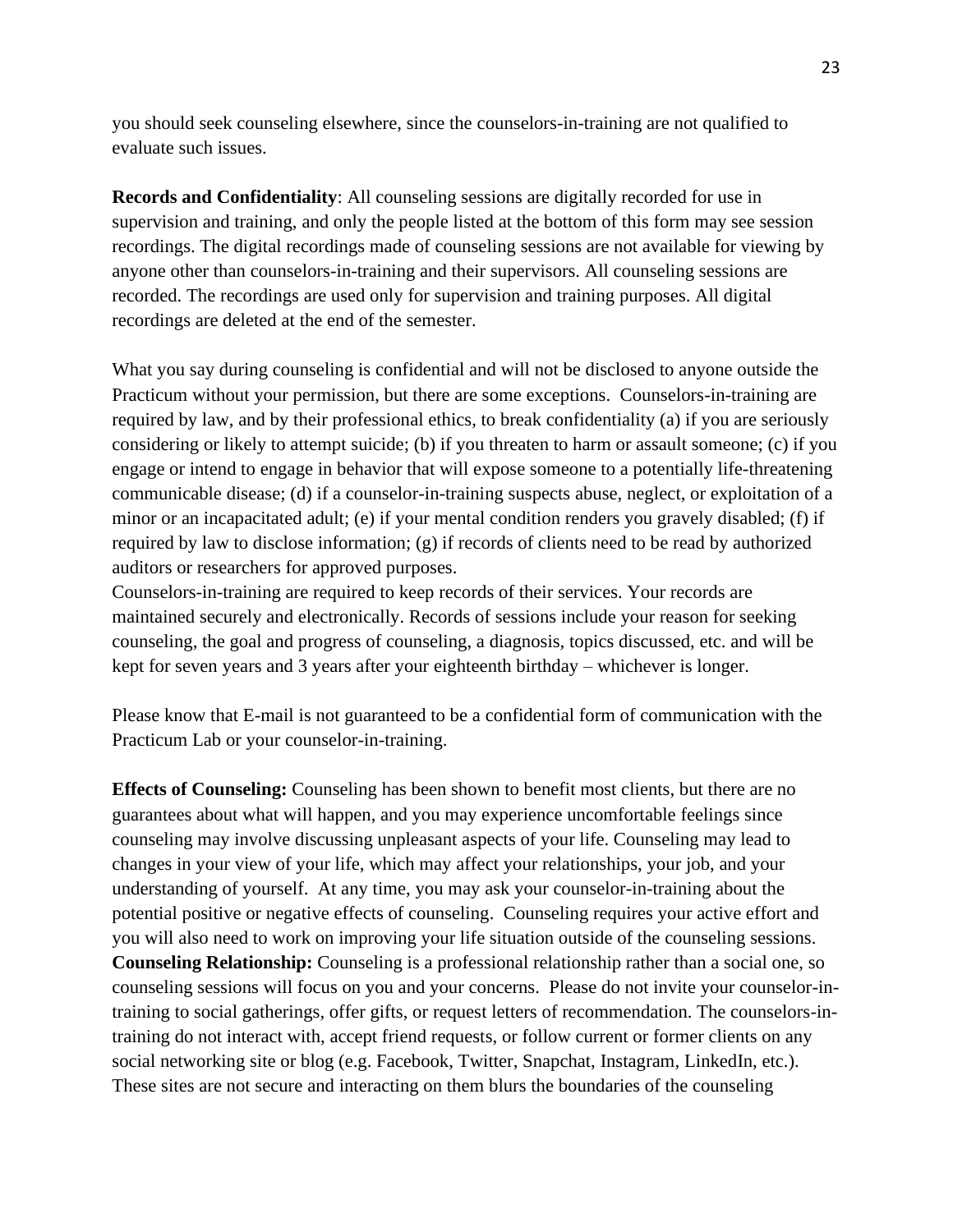you should seek counseling elsewhere, since the counselors-in-training are not qualified to evaluate such issues.

**Records and Confidentiality**: All counseling sessions are digitally recorded for use in supervision and training, and only the people listed at the bottom of this form may see session recordings. The digital recordings made of counseling sessions are not available for viewing by anyone other than counselors-in-training and their supervisors. All counseling sessions are recorded. The recordings are used only for supervision and training purposes. All digital recordings are deleted at the end of the semester.

What you say during counseling is confidential and will not be disclosed to anyone outside the Practicum without your permission, but there are some exceptions. Counselors-in-training are required by law, and by their professional ethics, to break confidentiality (a) if you are seriously considering or likely to attempt suicide; (b) if you threaten to harm or assault someone; (c) if you engage or intend to engage in behavior that will expose someone to a potentially life-threatening communicable disease; (d) if a counselor-in-training suspects abuse, neglect, or exploitation of a minor or an incapacitated adult; (e) if your mental condition renders you gravely disabled; (f) if required by law to disclose information; (g) if records of clients need to be read by authorized auditors or researchers for approved purposes.

Counselors-in-training are required to keep records of their services. Your records are maintained securely and electronically. Records of sessions include your reason for seeking counseling, the goal and progress of counseling, a diagnosis, topics discussed, etc. and will be kept for seven years and 3 years after your eighteenth birthday – whichever is longer.

Please know that E-mail is not guaranteed to be a confidential form of communication with the Practicum Lab or your counselor-in-training.

**Effects of Counseling:** Counseling has been shown to benefit most clients, but there are no guarantees about what will happen, and you may experience uncomfortable feelings since counseling may involve discussing unpleasant aspects of your life. Counseling may lead to changes in your view of your life, which may affect your relationships, your job, and your understanding of yourself. At any time, you may ask your counselor-in-training about the potential positive or negative effects of counseling. Counseling requires your active effort and you will also need to work on improving your life situation outside of the counseling sessions.

**Counseling Relationship:** Counseling is a professional relationship rather than a social one, so counseling sessions will focus on you and your concerns. Please do not invite your counselor-in-training to social gatherings, offer gifts, or request letters of recommendation. The counselors-in-training do not interact with, accept friend requests, or follow current or former clients on any social networking site or blog (e.g. Facebook, Twitter, Snapchat, Instagram, LinkedIn, etc.). These sites are not secure and interacting on them blurs the boundaries of the counseling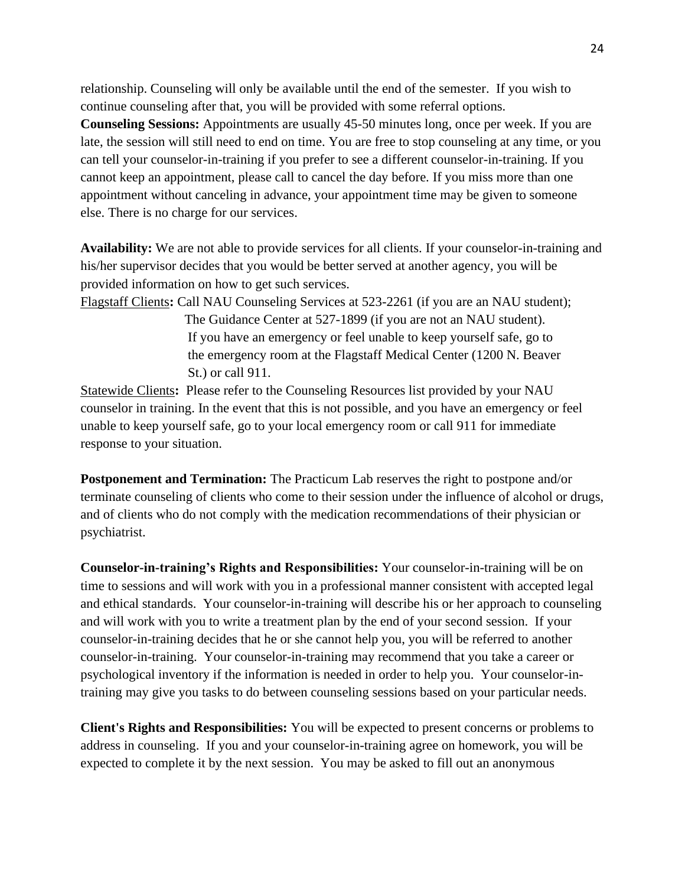relationship. Counseling will only be available until the end of the semester. If you wish to continue counseling after that, you will be provided with some referral options.

**Counseling Sessions:** Appointments are usually 45-50 minutes long, once per week. If you are late, the session will still need to end on time. You are free to stop counseling at any time, or you can tell your counselor-in-training if you prefer to see a different counselor-in-training. If you cannot keep an appointment, please call to cancel the day before. If you miss more than one appointment without canceling in advance, your appointment time may be given to someone else. There is no charge for our services.

**Availability:** We are not able to provide services for all clients. If your counselor-in-training and his/her supervisor decides that you would be better served at another agency, you will be provided information on how to get such services.

Flagstaff Clients**:** Call NAU Counseling Services at 523-2261 (if you are an NAU student); The Guidance Center at 527-1899 (if you are not an NAU student). If you have an emergency or feel unable to keep yourself safe, go to the emergency room at the Flagstaff Medical Center (1200 N. Beaver St.) or call 911.

Statewide Clients**:** Please refer to the Counseling Resources list provided by your NAU counselor in training. In the event that this is not possible, and you have an emergency or feel unable to keep yourself safe, go to your local emergency room or call 911 for immediate response to your situation.

**Postponement and Termination:** The Practicum Lab reserves the right to postpone and/or terminate counseling of clients who come to their session under the influence of alcohol or drugs, and of clients who do not comply with the medication recommendations of their physician or psychiatrist.

**Counselor-in-training's Rights and Responsibilities:** Your counselor-in-training will be on time to sessions and will work with you in a professional manner consistent with accepted legal and ethical standards. Your counselor-in-training will describe his or her approach to counseling and will work with you to write a treatment plan by the end of your second session. If your counselor-in-training decides that he or she cannot help you, you will be referred to another counselor-in-training. Your counselor-in-training may recommend that you take a career or psychological inventory if the information is needed in order to help you. Your counselor-in-training may give you tasks to do between counseling sessions based on your particular needs.

**Client's Rights and Responsibilities:** You will be expected to present concerns or problems to address in counseling. If you and your counselor-in-training agree on homework, you will be expected to complete it by the next session. You may be asked to fill out an anonymous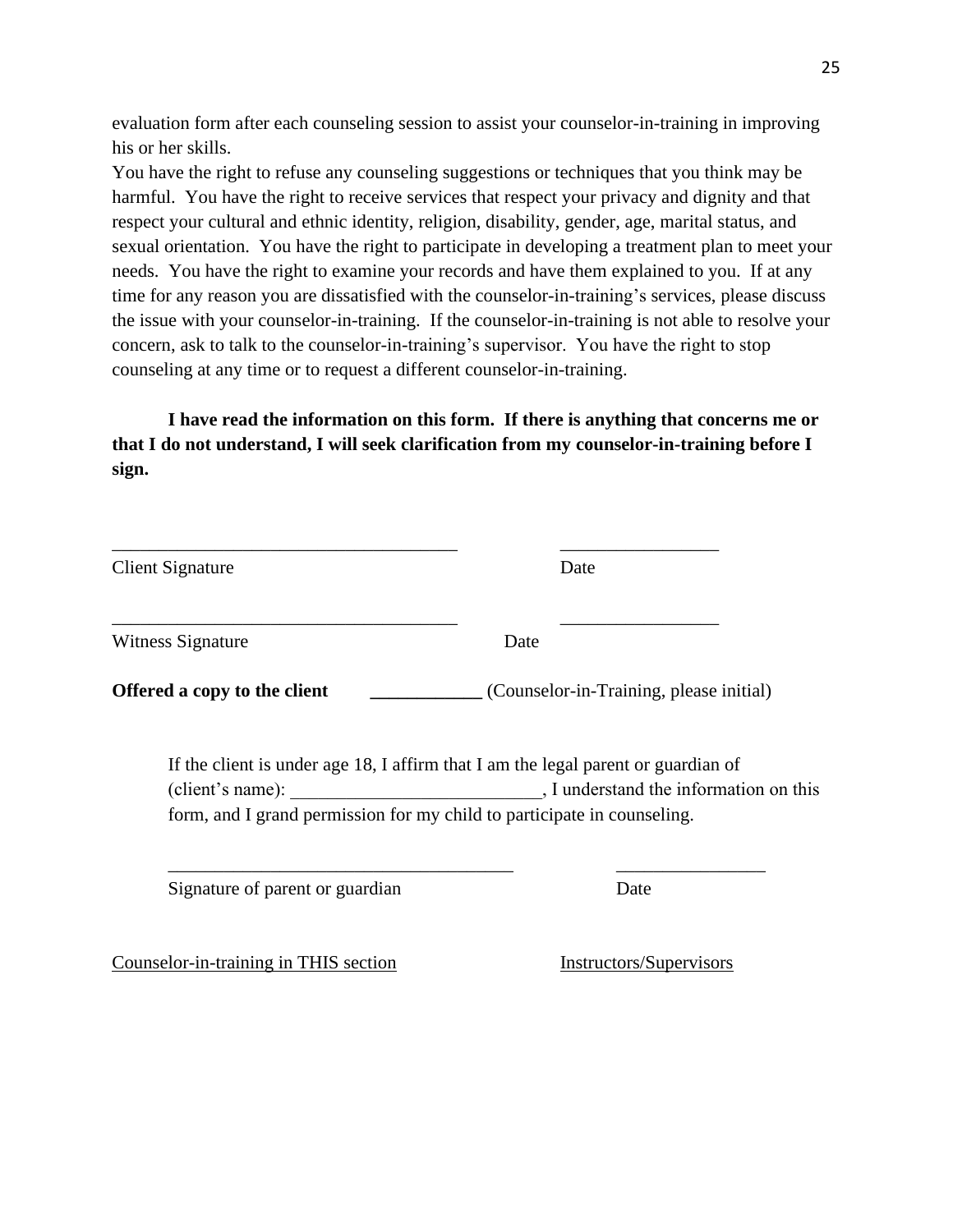evaluation form after each counseling session to assist your counselor-in-training in improving his or her skills.

You have the right to refuse any counseling suggestions or techniques that you think may be harmful. You have the right to receive services that respect your privacy and dignity and that respect your cultural and ethnic identity, religion, disability, gender, age, marital status, and sexual orientation. You have the right to participate in developing a treatment plan to meet your needs. You have the right to examine your records and have them explained to you. If at any time for any reason you are dissatisfied with the counselor-in-training's services, please discuss the issue with your counselor-in-training. If the counselor-in-training is not able to resolve your concern, ask to talk to the counselor-in-training's supervisor. You have the right to stop counseling at any time or to request a different counselor-in-training.

**I have read the information on this form. If there is anything that concerns me or that I do not understand, I will seek clarification from my counselor-in-training before I sign.**

_____________________________________ _________________

Client Signature Date

_____________________________________ _________________

Witness Signature Date

**Offered a copy to the client** ____________ (Counselor-in-Training, please initial)

If the client is under age 18, I affirm that I am the legal parent or guardian of (client's name): ___________________________, I understand the information on this form, and I grand permission for my child to participate in counseling.

_____________________________________ ________________

Signature of parent or guardian Date

<u>Counselor-in-training in THIS section</u> <u>Instructors/Supervisors</u>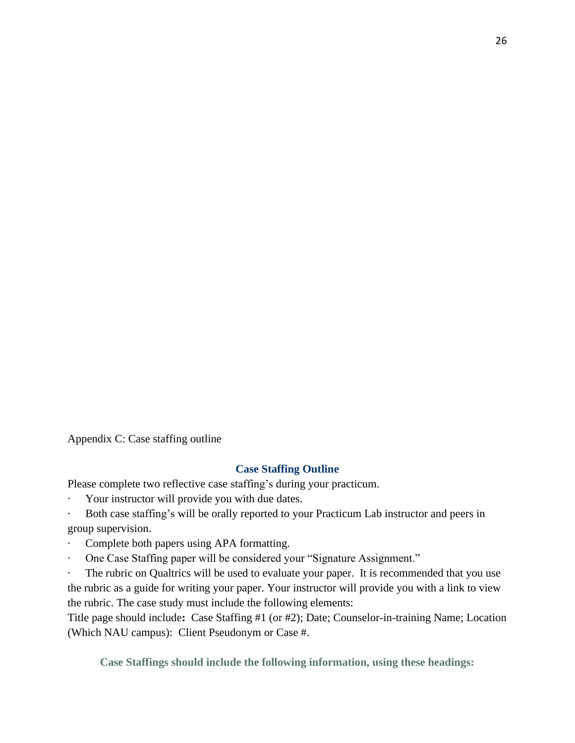Appendix C: Case staffing outline

## Case Staffing Outline

Please complete two reflective case staffing's during your practicum.

- Your instructor will provide you with due dates.
- Both case staffing's will be orally reported to your Practicum Lab instructor and peers in group supervision.
- Complete both papers using APA formatting.
- One Case Staffing paper will be considered your "Signature Assignment."
- The rubric on Qualtrics will be used to evaluate your paper. It is recommended that you use the rubric as a guide for writing your paper. Your instructor will provide you with a link to view the rubric. The case study must include the following elements:

Title page should include**:** Case Staffing #1 (or #2); Date; Counselor-in-training Name; Location (Which NAU campus): Client Pseudonym or Case #.

### Case Staffings should include the following information, using these headings: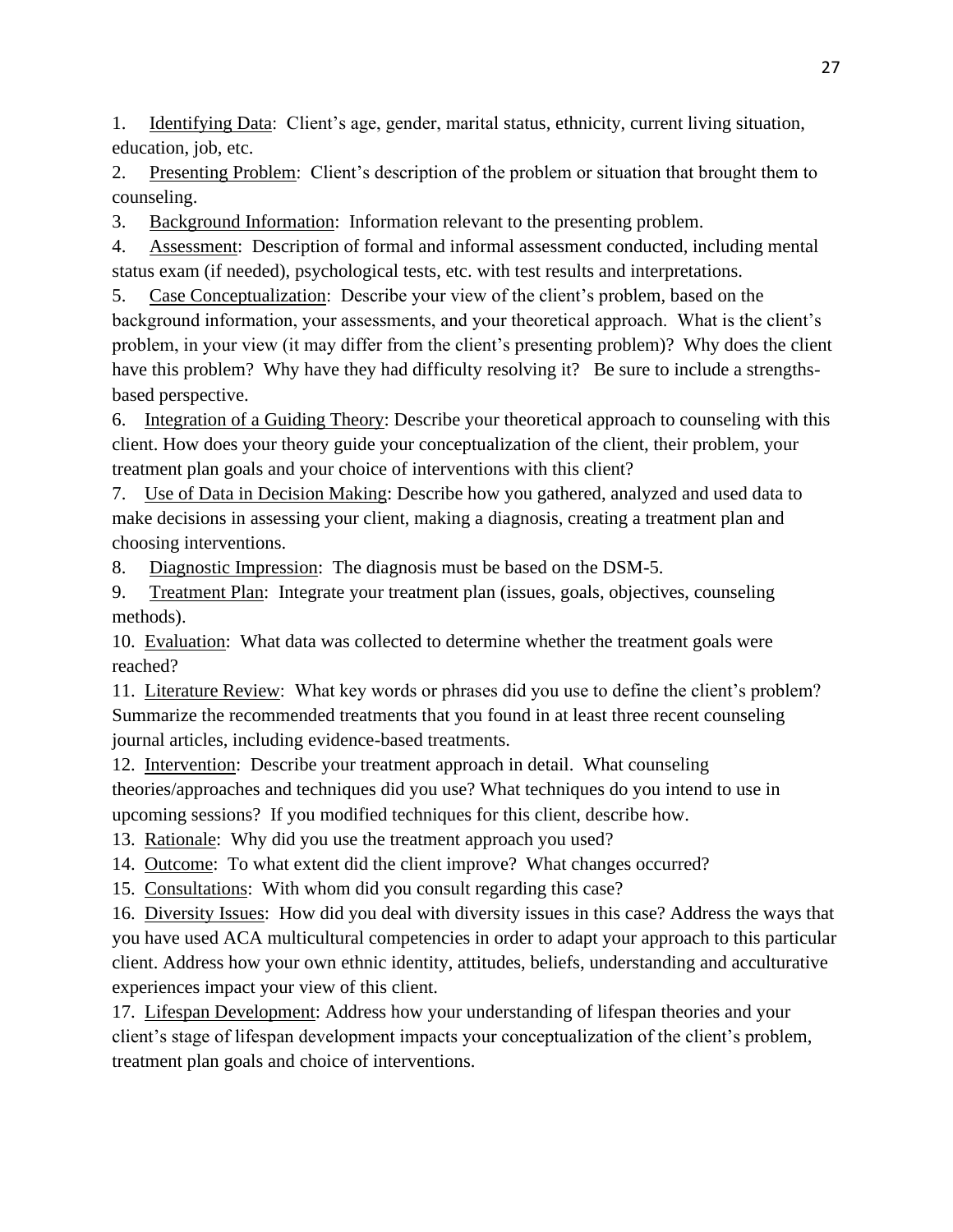1. Identifying Data: Client's age, gender, marital status, ethnicity, current living situation, education, job, etc.
2. Presenting Problem: Client's description of the problem or situation that brought them to counseling.
3. Background Information: Information relevant to the presenting problem.
4. Assessment: Description of formal and informal assessment conducted, including mental status exam (if needed), psychological tests, etc. with test results and interpretations.
5. Case Conceptualization: Describe your view of the client's problem, based on the background information, your assessments, and your theoretical approach. What is the client's problem, in your view (it may differ from the client's presenting problem)? Why does the client have this problem? Why have they had difficulty resolving it? Be sure to include a strengths-based perspective.
6. Integration of a Guiding Theory: Describe your theoretical approach to counseling with this client. How does your theory guide your conceptualization of the client, their problem, your treatment plan goals and your choice of interventions with this client?
7. Use of Data in Decision Making: Describe how you gathered, analyzed and used data to make decisions in assessing your client, making a diagnosis, creating a treatment plan and choosing interventions.
8. Diagnostic Impression: The diagnosis must be based on the DSM-5.
9. Treatment Plan: Integrate your treatment plan (issues, goals, objectives, counseling methods).
10. Evaluation: What data was collected to determine whether the treatment goals were reached?
11. Literature Review: What key words or phrases did you use to define the client's problem? Summarize the recommended treatments that you found in at least three recent counseling journal articles, including evidence-based treatments.
12. Intervention: Describe your treatment approach in detail. What counseling theories/approaches and techniques did you use? What techniques do you intend to use in upcoming sessions? If you modified techniques for this client, describe how.
13. Rationale: Why did you use the treatment approach you used?
14. Outcome: To what extent did the client improve? What changes occurred?
15. Consultations: With whom did you consult regarding this case?
16. Diversity Issues: How did you deal with diversity issues in this case? Address the ways that you have used ACA multicultural competencies in order to adapt your approach to this particular client. Address how your own ethnic identity, attitudes, beliefs, understanding and accultural experiences impact your view of this client.
17. Lifespan Development: Address how your understanding of lifespan theories and your client's stage of lifespan development impacts your conceptualization of the client's problem, treatment plan goals and choice of interventions.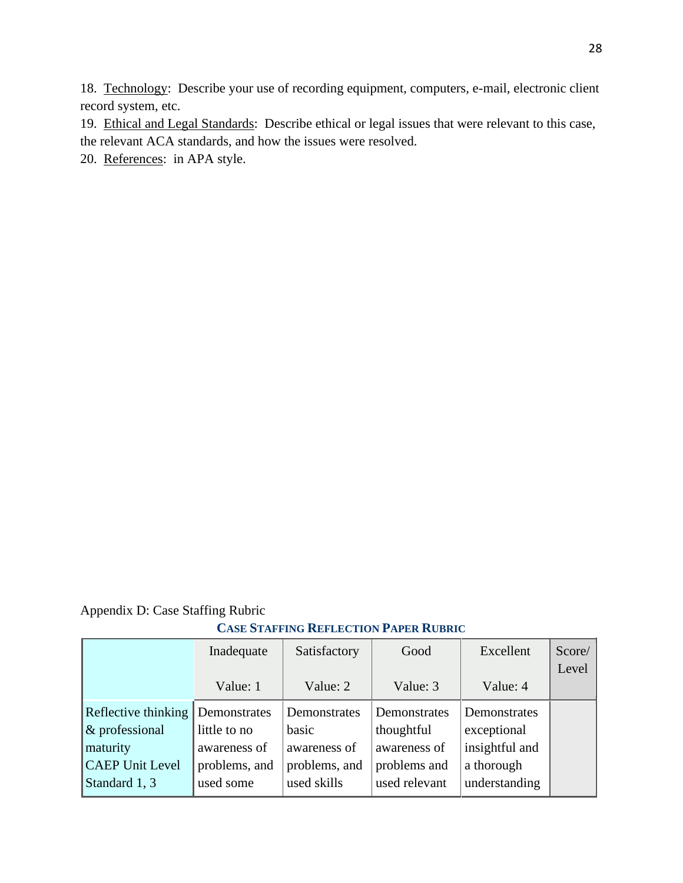18. Technology: Describe your use of recording equipment, computers, e-mail, electronic client record system, etc.

19. Ethical and Legal Standards: Describe ethical or legal issues that were relevant to this case, the relevant ACA standards, and how the issues were resolved.

20. References: in APA style.

Appendix D: Case Staffing Rubric

**CASE STAFFING REFLECTION PAPER RUBRIC**

| | Inadequate<br><br>Value: 1 | Satisfactory<br><br>Value: 2 | Good<br><br>Value: 3 | Excellent<br><br>Value: 4 | Score/ Level |
|---|---|---|---|---|---|
| Reflective thinking & professional maturity CAEP Unit Level Standard 1, 3 | Demonstrates little to no awareness of problems, and used some | Demonstrates basic awareness of problems, and used skills | Demonstrates thoughtful awareness of problems and used relevant | Demonstrates exceptional insightful and a thorough understanding | |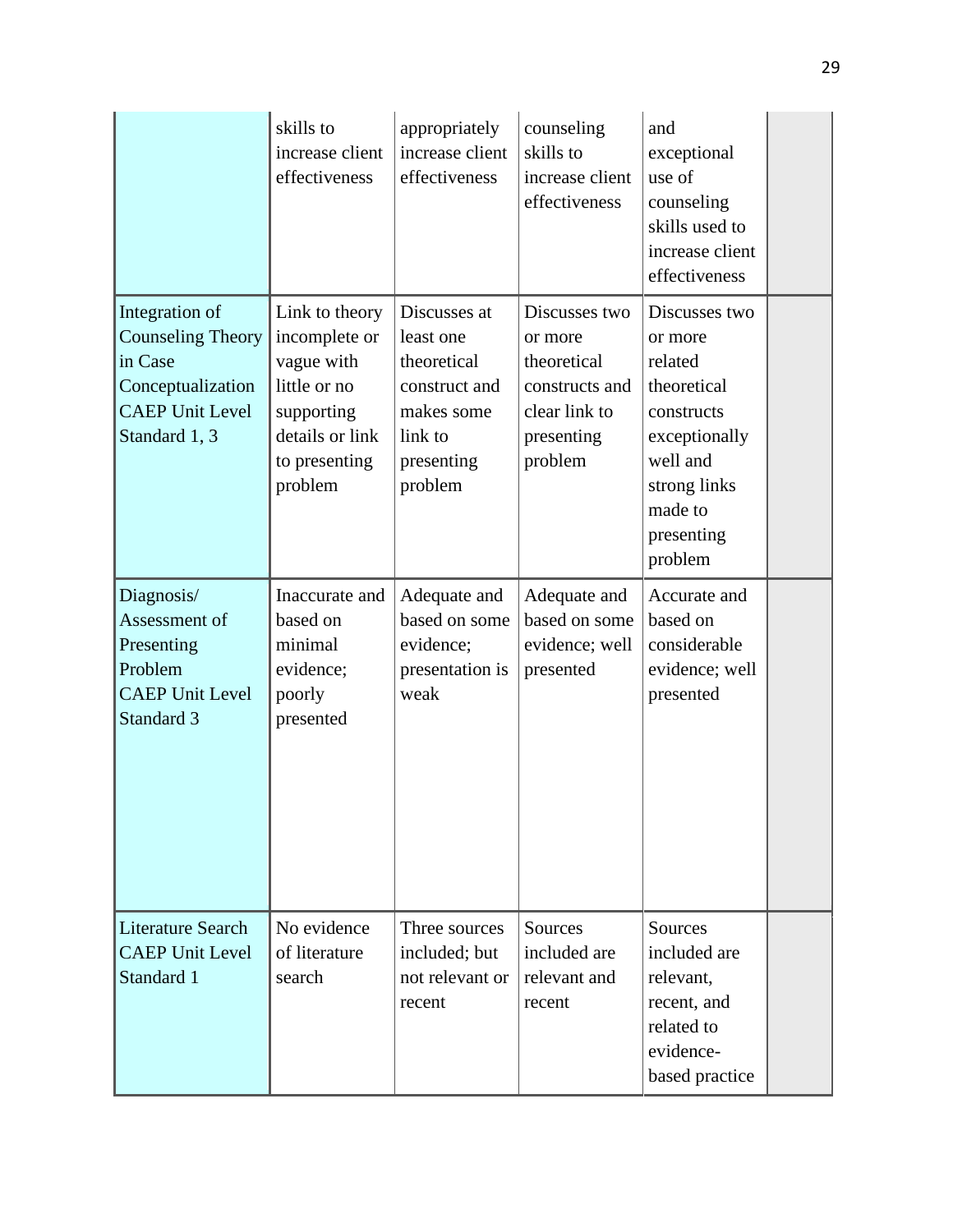| | | | | | |
|---|---|---|---|---|---|
| | skills to increase client effectiveness | appropriately increase client effectiveness | counseling skills to increase client effectiveness | and exceptional use of counseling skills used to increase client effectiveness | |
| Integration of Counseling Theory in Case Conceptualization CAEP Unit Level Standard 1, 3 | Link to theory incomplete or vague with little or no supporting details or link to presenting problem | Discusses at least one theoretical construct and makes some link to presenting problem | Discusses two or more theoretical constructs and clear link to presenting problem | Discusses two or more related theoretical constructs exceptionally well and strong links made to presenting problem | |
| Diagnosis/ Assessment of Presenting Problem CAEP Unit Level Standard 3 | Inaccurate and based on minimal evidence; poorly presented | Adequate and based on some evidence; presentation is weak | Adequate and based on some evidence; well presented | Accurate and based on considerable evidence; well presented | |
| Literature Search CAEP Unit Level Standard 1 | No evidence of literature search | Three sources included; but not relevant or recent | Sources included are relevant and recent | Sources included are relevant, recent, and related to evidence-based practice | |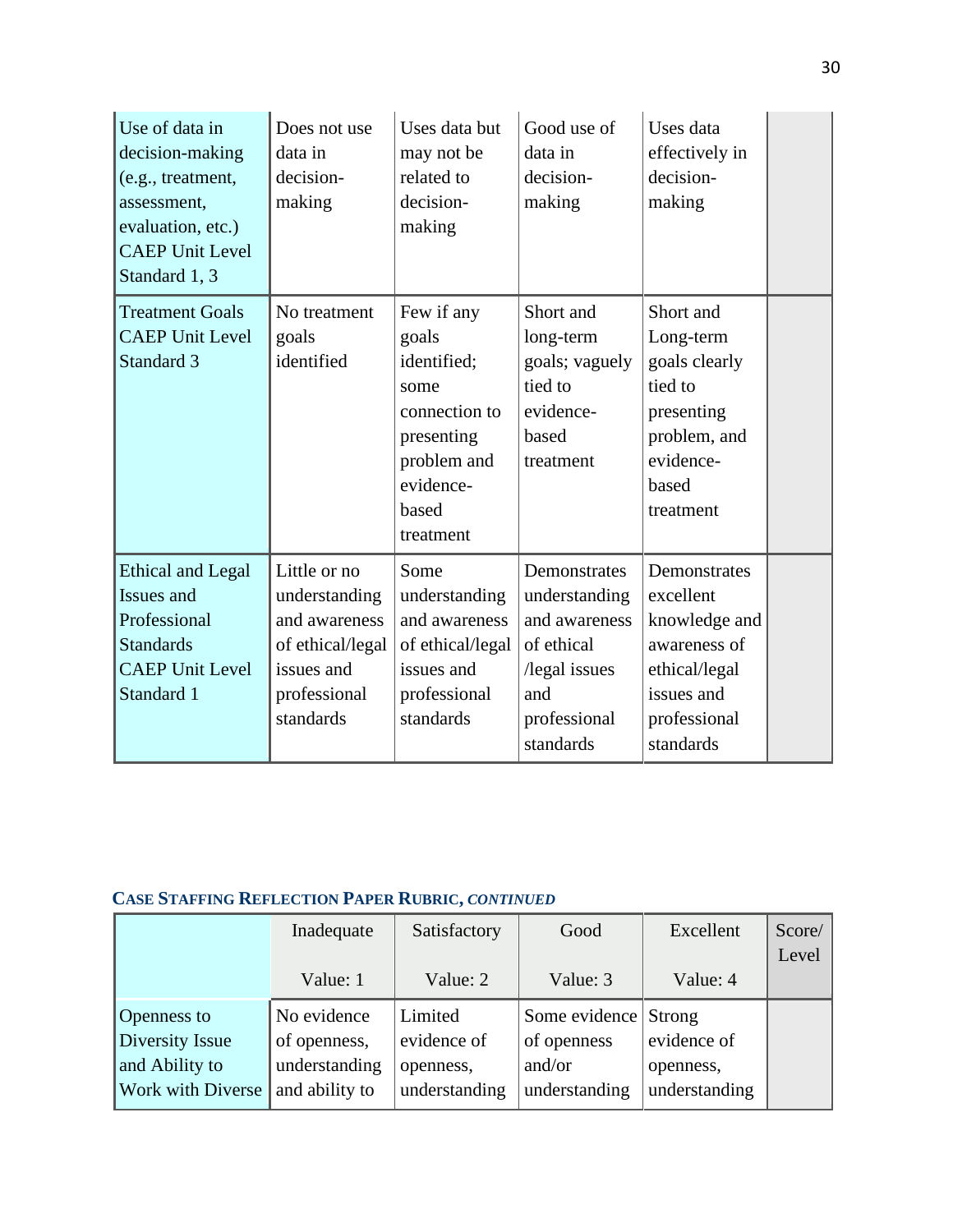| | | | | | |
|---|---|---|---|---|---|
| Use of data in decision-making (e.g., treatment, assessment, evaluation, etc.) CAEP Unit Level Standard 1, 3 | Does not use data in decision-making | Uses data but may not be related to decision-making | Good use of data in decision-making | Uses data effectively in decision-making | |
| Treatment Goals CAEP Unit Level Standard 3 | No treatment goals identified | Few if any goals identified; some connection to presenting problem and evidence-based treatment | Short and long-term goals; vaguely tied to evidence-based treatment | Short and Long-term goals clearly tied to presenting problem, and evidence-based treatment | |
| Ethical and Legal Issues and Professional Standards CAEP Unit Level Standard 1 | Little or no understanding and awareness of ethical/legal issues and professional standards | Some understanding and awareness of ethical/legal issues and professional standards | Demonstrates understanding and awareness of ethical /legal issues and professional standards | Demonstrates excellent knowledge and awareness of ethical/legal issues and professional standards | |

**CASE STAFFING REFLECTION PAPER RUBRIC, *CONTINUED***

| | Inadequate<br><br>Value: 1 | Satisfactory<br><br>Value: 2 | Good<br><br>Value: 3 | Excellent<br><br>Value: 4 | Score/ Level |
|---|---|---|---|---|---|
| Openness to Diversity Issue and Ability to Work with Diverse | No evidence of openness, understanding and ability to | Limited evidence of openness, understanding | Some evidence of openness and/or understanding | Strong evidence of openness, understanding | |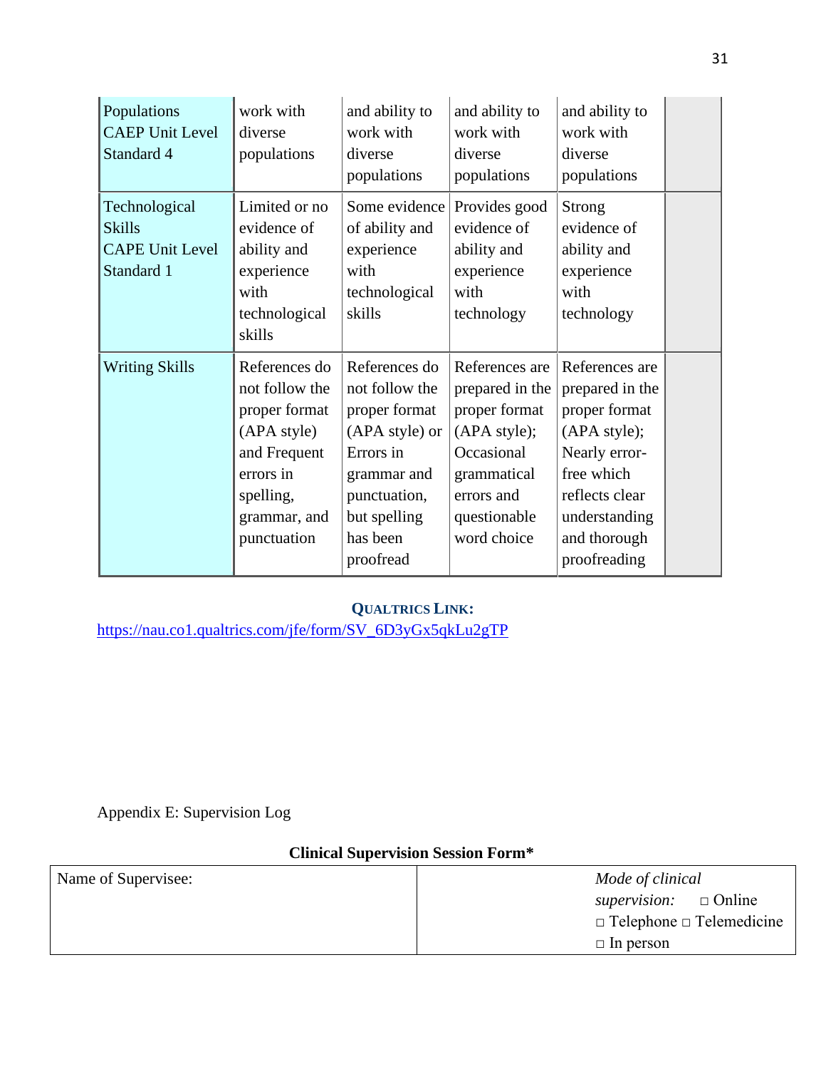| Populations CAEP Unit Level Standard 4 | work with diverse populations | and ability to work with diverse populations | and ability to work with diverse populations | and ability to work with diverse populations | |
|---|---|---|---|---|---|
| Technological Skills CAPE Unit Level Standard 1 | Limited or no evidence of ability and experience with technological skills | Some evidence of ability and experience with technological skills | Provides good evidence of ability and experience with technology | Strong evidence of ability and experience with technology | |
| Writing Skills | References do not follow the proper format (APA style) and Frequent errors in spelling, grammar, and punctuation | References do not follow the proper format (APA style) or Errors in grammar and punctuation, but spelling has been proofread | References are prepared in the proper format (APA style); Occasional grammatical errors and questionable word choice | References are prepared in the proper format (APA style); Nearly error-free which reflects clear understanding and thorough proofreading | |

**QUALTRICS LINK:**

https://nau.co1.qualtrics.com/jfe/form/SV_6D3yGx5qkLu2gTP

Appendix E: Supervision Log

**Clinical Supervision Session Form***

| Name of Supervisee: | *Mode of clinical supervision:* □ Online □ Telephone □ Telemedicine □ In person |
|---|---|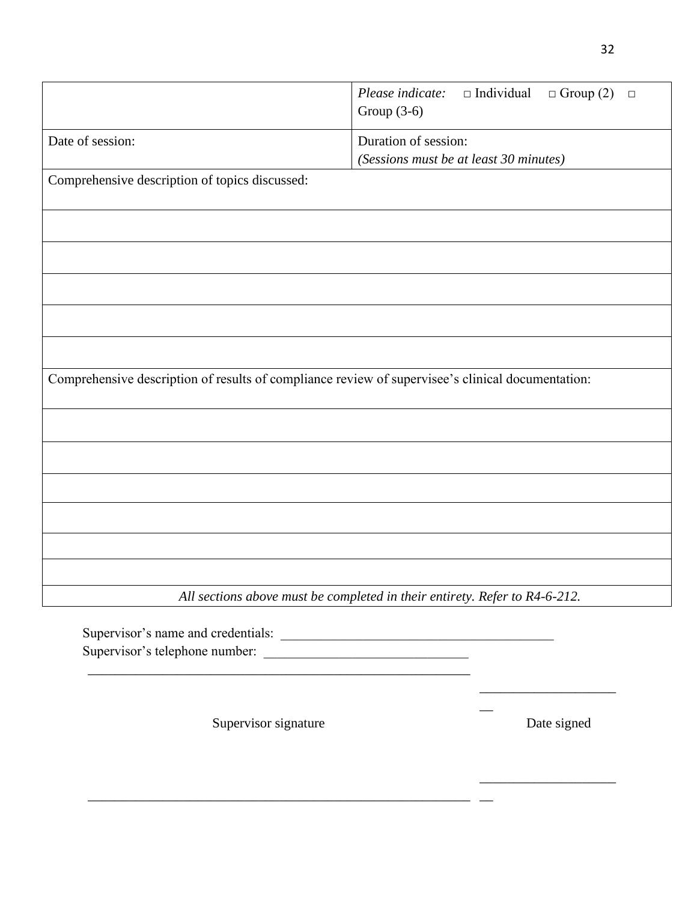| | *Please indicate:* □ Individual □ Group (2) □ Group (3-6) |
|---|---|
| Date of session: | Duration of session: *(Sessions must be at least 30 minutes)* |
| Comprehensive description of topics discussed: | |
| | |
| | |
| | |
| | |
| | |
| Comprehensive description of results of compliance review of supervisee's clinical documentation: | |
| | |
| | |
| | |
| | |
| | |
| | |
| *All sections above must be completed in their entirety. Refer to R4-6-212.* | |

Supervisor's name and credentials: ________________________________________

Supervisor's telephone number: ______________________________

__________________________________________________________ ____________________

Supervisor signature Date signed

__________________________________________________________ ____________________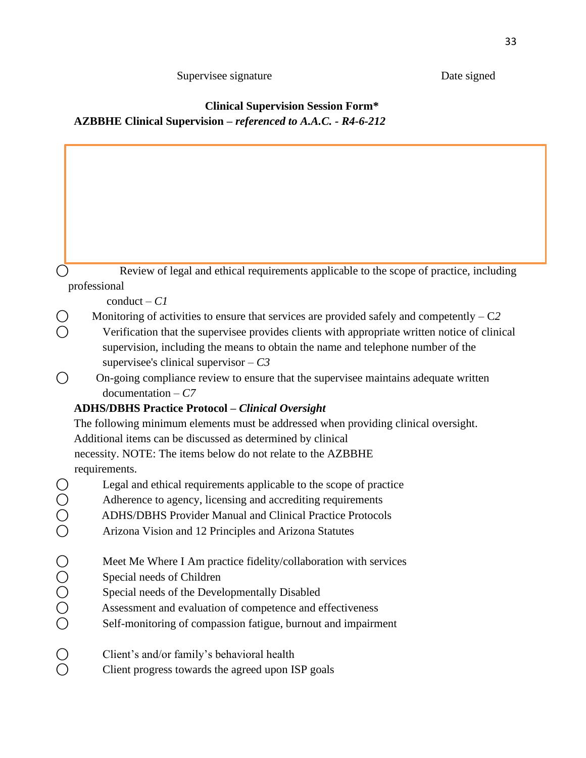Supervisee signature Date signed

**Clinical Supervision Session Form***

**AZBBHE Clinical Supervision –** ***referenced to A.A.C. - R4-6-212***

- ◯ Review of legal and ethical requirements applicable to the scope of practice, including professional conduct – *C1*
- ◯ Monitoring of activities to ensure that services are provided safely and competently – C*2*
- ◯ Verification that the supervisee provides clients with appropriate written notice of clinical supervision, including the means to obtain the name and telephone number of the supervisee's clinical supervisor – *C3*
- ◯ On-going compliance review to ensure that the supervisee maintains adequate written documentation – *C7*

**ADHS/DBHS Practice Protocol –** ***Clinical Oversight***

The following minimum elements must be addressed when providing clinical oversight. Additional items can be discussed as determined by clinical necessity. NOTE: The items below do not relate to the AZBBHE requirements.

- ◯ Legal and ethical requirements applicable to the scope of practice
- ◯ Adherence to agency, licensing and accrediting requirements
- ◯ ADHS/DBHS Provider Manual and Clinical Practice Protocols
- ◯ Arizona Vision and 12 Principles and Arizona Statutes

- ◯ Meet Me Where I Am practice fidelity/collaboration with services
- ◯ Special needs of Children
- ◯ Special needs of the Developmentally Disabled
- ◯ Assessment and evaluation of competence and effectiveness
- ◯ Self-monitoring of compassion fatigue, burnout and impairment

- ◯ Client's and/or family's behavioral health
- ◯ Client progress towards the agreed upon ISP goals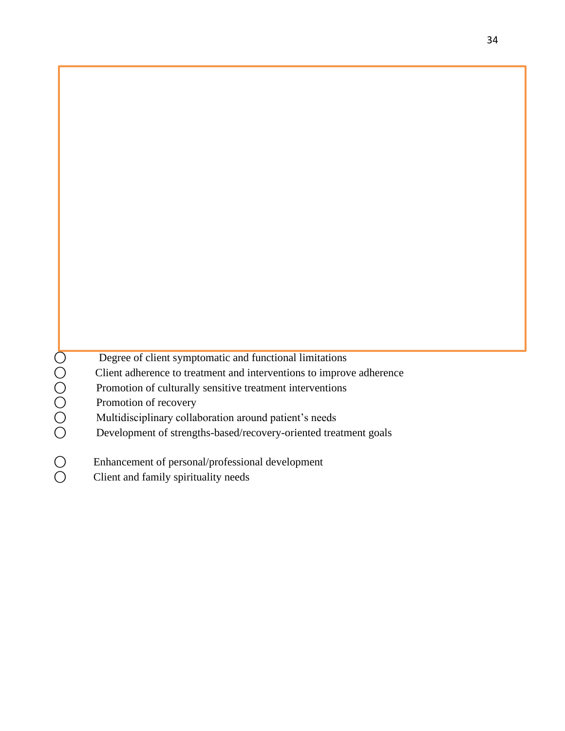- ○ Degree of client symptomatic and functional limitations
- ○ Client adherence to treatment and interventions to improve adherence
- ○ Promotion of culturally sensitive treatment interventions
- ○ Promotion of recovery
- ○ Multidisciplinary collaboration around patient's needs
- ○ Development of strengths-based/recovery-oriented treatment goals

- ○ Enhancement of personal/professional development
- ○ Client and family spirituality needs